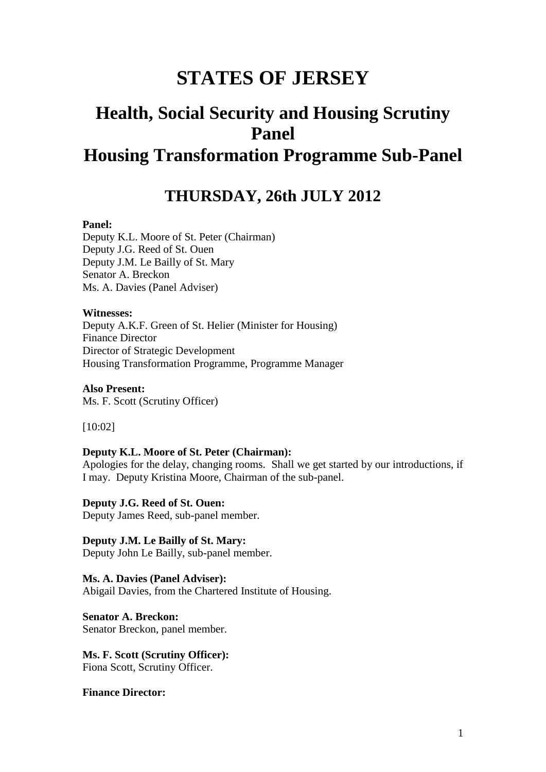# STATES OF JERSEY

## Health, Social Security and Housing Scrutiny Panel

## Housing Transformation Programme Sub-Panel

## THURSDAY, 26th JULY 2012

**Panel:**

Deputy K.L. Moore of St. Peter (Chairman)
Deputy J.G. Reed of St. Ouen
Deputy J.M. Le Bailly of St. Mary
Senator A. Breckon
Ms. A. Davies (Panel Adviser)

**Witnesses:**

Deputy A.K.F. Green of St. Helier (Minister for Housing)
Finance Director
Director of Strategic Development
Housing Transformation Programme, Programme Manager

**Also Present:**

Ms. F. Scott (Scrutiny Officer)

[10:02]

**Deputy K.L. Moore of St. Peter (Chairman):**

Apologies for the delay, changing rooms. Shall we get started by our introductions, if I may. Deputy Kristina Moore, Chairman of the sub-panel.

**Deputy J.G. Reed of St. Ouen:**

Deputy James Reed, sub-panel member.

**Deputy J.M. Le Bailly of St. Mary:**

Deputy John Le Bailly, sub-panel member.

**Ms. A. Davies (Panel Adviser):**

Abigail Davies, from the Chartered Institute of Housing.

**Senator A. Breckon:**

Senator Breckon, panel member.

**Ms. F. Scott (Scrutiny Officer):**

Fiona Scott, Scrutiny Officer.

**Finance Director:**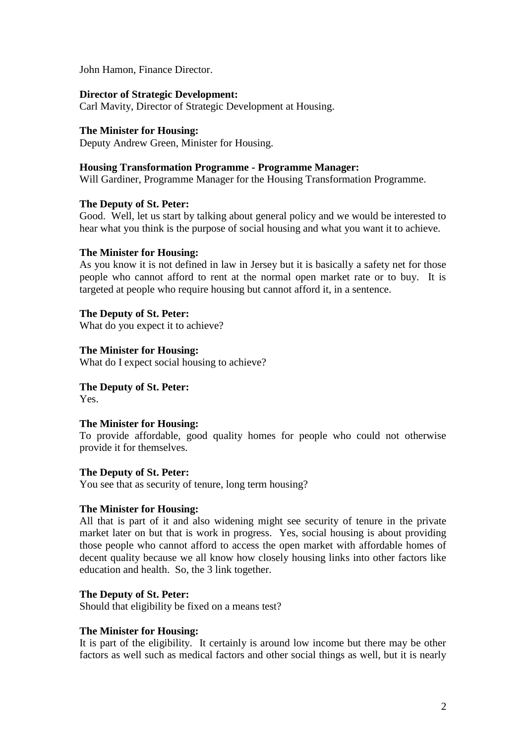John Hamon, Finance Director.

**Director of Strategic Development:**
Carl Mavity, Director of Strategic Development at Housing.

**The Minister for Housing:**
Deputy Andrew Green, Minister for Housing.

**Housing Transformation Programme - Programme Manager:**
Will Gardiner, Programme Manager for the Housing Transformation Programme.

**The Deputy of St. Peter:**
Good. Well, let us start by talking about general policy and we would be interested to hear what you think is the purpose of social housing and what you want it to achieve.

**The Minister for Housing:**
As you know it is not defined in law in Jersey but it is basically a safety net for those people who cannot afford to rent at the normal open market rate or to buy. It is targeted at people who require housing but cannot afford it, in a sentence.

**The Deputy of St. Peter:**
What do you expect it to achieve?

**The Minister for Housing:**
What do I expect social housing to achieve?

**The Deputy of St. Peter:**
Yes.

**The Minister for Housing:**
To provide affordable, good quality homes for people who could not otherwise provide it for themselves.

**The Deputy of St. Peter:**
You see that as security of tenure, long term housing?

**The Minister for Housing:**
All that is part of it and also widening might see security of tenure in the private market later on but that is work in progress. Yes, social housing is about providing those people who cannot afford to access the open market with affordable homes of decent quality because we all know how closely housing links into other factors like education and health. So, the 3 link together.

**The Deputy of St. Peter:**
Should that eligibility be fixed on a means test?

**The Minister for Housing:**
It is part of the eligibility. It certainly is around low income but there may be other factors as well such as medical factors and other social things as well, but it is nearly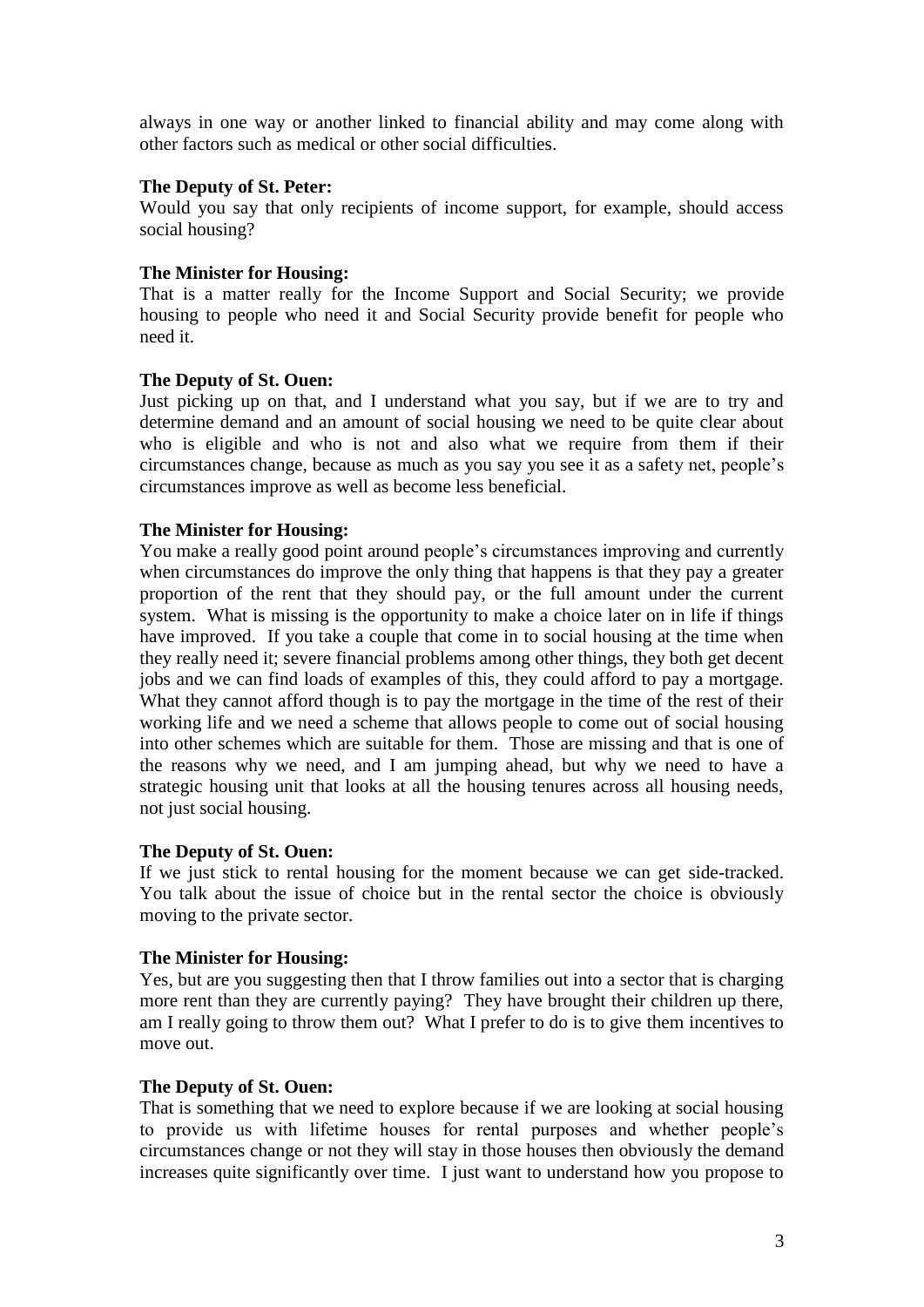always in one way or another linked to financial ability and may come along with other factors such as medical or other social difficulties.

**The Deputy of St. Peter:**

Would you say that only recipients of income support, for example, should access social housing?

**The Minister for Housing:**

That is a matter really for the Income Support and Social Security; we provide housing to people who need it and Social Security provide benefit for people who need it.

**The Deputy of St. Ouen:**

Just picking up on that, and I understand what you say, but if we are to try and determine demand and an amount of social housing we need to be quite clear about who is eligible and who is not and also what we require from them if their circumstances change, because as much as you say you see it as a safety net, people's circumstances improve as well as become less beneficial.

**The Minister for Housing:**

You make a really good point around people's circumstances improving and currently when circumstances do improve the only thing that happens is that they pay a greater proportion of the rent that they should pay, or the full amount under the current system. What is missing is the opportunity to make a choice later on in life if things have improved. If you take a couple that come in to social housing at the time when they really need it; severe financial problems among other things, they both get decent jobs and we can find loads of examples of this, they could afford to pay a mortgage. What they cannot afford though is to pay the mortgage in the time of the rest of their working life and we need a scheme that allows people to come out of social housing into other schemes which are suitable for them. Those are missing and that is one of the reasons why we need, and I am jumping ahead, but why we need to have a strategic housing unit that looks at all the housing tenures across all housing needs, not just social housing.

**The Deputy of St. Ouen:**

If we just stick to rental housing for the moment because we can get side-tracked. You talk about the issue of choice but in the rental sector the choice is obviously moving to the private sector.

**The Minister for Housing:**

Yes, but are you suggesting then that I throw families out into a sector that is charging more rent than they are currently paying? They have brought their children up there, am I really going to throw them out? What I prefer to do is to give them incentives to move out.

**The Deputy of St. Ouen:**

That is something that we need to explore because if we are looking at social housing to provide us with lifetime houses for rental purposes and whether people's circumstances change or not they will stay in those houses then obviously the demand increases quite significantly over time. I just want to understand how you propose to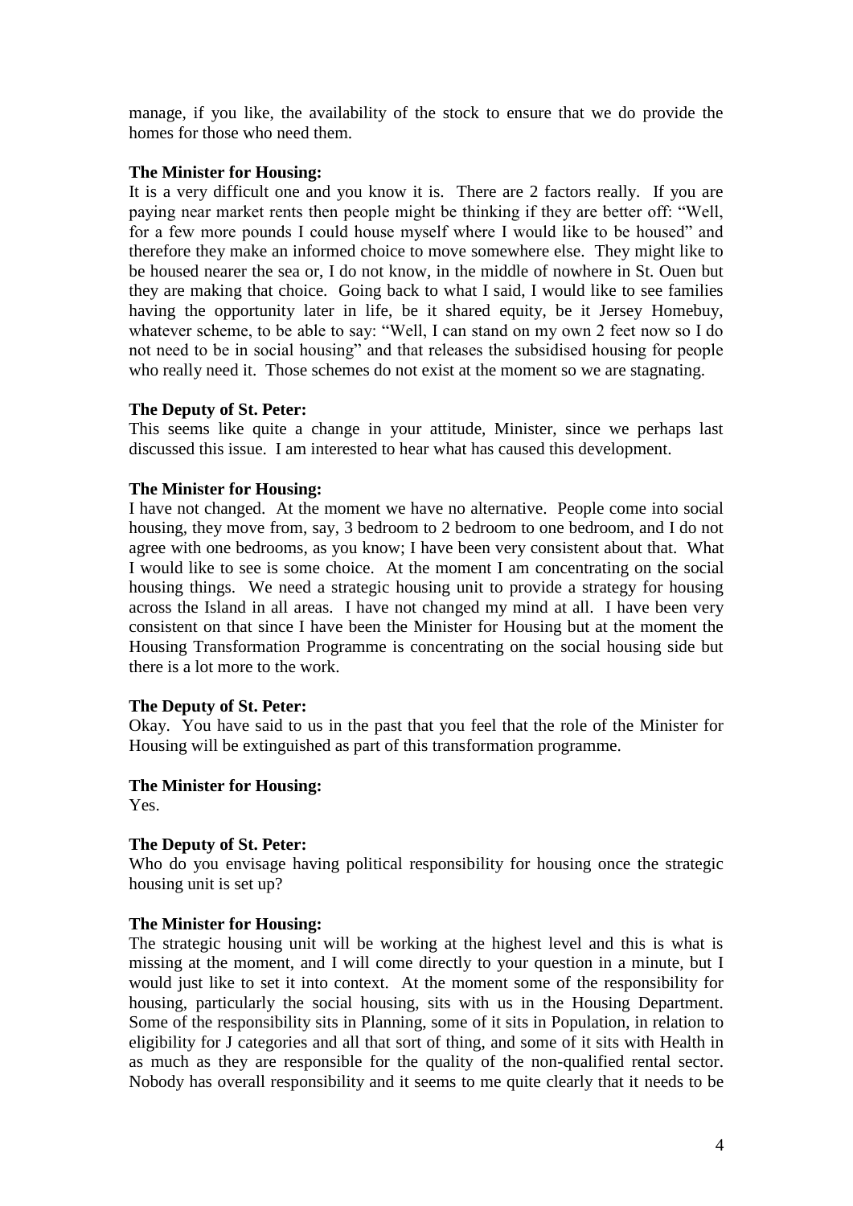manage, if you like, the availability of the stock to ensure that we do provide the homes for those who need them.

**The Minister for Housing:**

It is a very difficult one and you know it is. There are 2 factors really. If you are paying near market rents then people might be thinking if they are better off: "Well, for a few more pounds I could house myself where I would like to be housed" and therefore they make an informed choice to move somewhere else. They might like to be housed nearer the sea or, I do not know, in the middle of nowhere in St. Ouen but they are making that choice. Going back to what I said, I would like to see families having the opportunity later in life, be it shared equity, be it Jersey Homebuy, whatever scheme, to be able to say: "Well, I can stand on my own 2 feet now so I do not need to be in social housing" and that releases the subsidised housing for people who really need it. Those schemes do not exist at the moment so we are stagnating.

**The Deputy of St. Peter:**

This seems like quite a change in your attitude, Minister, since we perhaps last discussed this issue. I am interested to hear what has caused this development.

**The Minister for Housing:**

I have not changed. At the moment we have no alternative. People come into social housing, they move from, say, 3 bedroom to 2 bedroom to one bedroom, and I do not agree with one bedrooms, as you know; I have been very consistent about that. What I would like to see is some choice. At the moment I am concentrating on the social housing things. We need a strategic housing unit to provide a strategy for housing across the Island in all areas. I have not changed my mind at all. I have been very consistent on that since I have been the Minister for Housing but at the moment the Housing Transformation Programme is concentrating on the social housing side but there is a lot more to the work.

**The Deputy of St. Peter:**

Okay. You have said to us in the past that you feel that the role of the Minister for Housing will be extinguished as part of this transformation programme.

**The Minister for Housing:**

Yes.

**The Deputy of St. Peter:**

Who do you envisage having political responsibility for housing once the strategic housing unit is set up?

**The Minister for Housing:**

The strategic housing unit will be working at the highest level and this is what is missing at the moment, and I will come directly to your question in a minute, but I would just like to set it into context. At the moment some of the responsibility for housing, particularly the social housing, sits with us in the Housing Department. Some of the responsibility sits in Planning, some of it sits in Population, in relation to eligibility for J categories and all that sort of thing, and some of it sits with Health in as much as they are responsible for the quality of the non-qualified rental sector. Nobody has overall responsibility and it seems to me quite clearly that it needs to be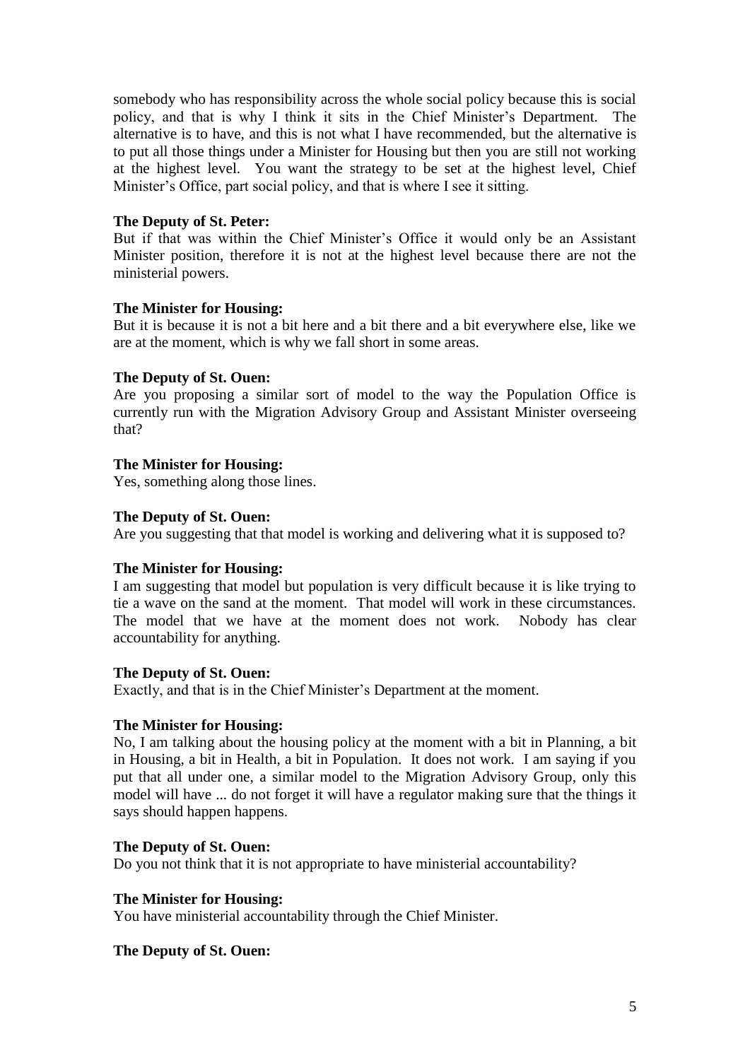somebody who has responsibility across the whole social policy because this is social policy, and that is why I think it sits in the Chief Minister's Department. The alternative is to have, and this is not what I have recommended, but the alternative is to put all those things under a Minister for Housing but then you are still not working at the highest level. You want the strategy to be set at the highest level, Chief Minister's Office, part social policy, and that is where I see it sitting.

**The Deputy of St. Peter:**

But if that was within the Chief Minister's Office it would only be an Assistant Minister position, therefore it is not at the highest level because there are not the ministerial powers.

**The Minister for Housing:**

But it is because it is not a bit here and a bit there and a bit everywhere else, like we are at the moment, which is why we fall short in some areas.

**The Deputy of St. Ouen:**

Are you proposing a similar sort of model to the way the Population Office is currently run with the Migration Advisory Group and Assistant Minister overseeing that?

**The Minister for Housing:**

Yes, something along those lines.

**The Deputy of St. Ouen:**

Are you suggesting that that model is working and delivering what it is supposed to?

**The Minister for Housing:**

I am suggesting that model but population is very difficult because it is like trying to tie a wave on the sand at the moment. That model will work in these circumstances. The model that we have at the moment does not work. Nobody has clear accountability for anything.

**The Deputy of St. Ouen:**

Exactly, and that is in the Chief Minister's Department at the moment.

**The Minister for Housing:**

No, I am talking about the housing policy at the moment with a bit in Planning, a bit in Housing, a bit in Health, a bit in Population. It does not work. I am saying if you put that all under one, a similar model to the Migration Advisory Group, only this model will have ... do not forget it will have a regulator making sure that the things it says should happen happens.

**The Deputy of St. Ouen:**

Do you not think that it is not appropriate to have ministerial accountability?

**The Minister for Housing:**

You have ministerial accountability through the Chief Minister.

**The Deputy of St. Ouen:**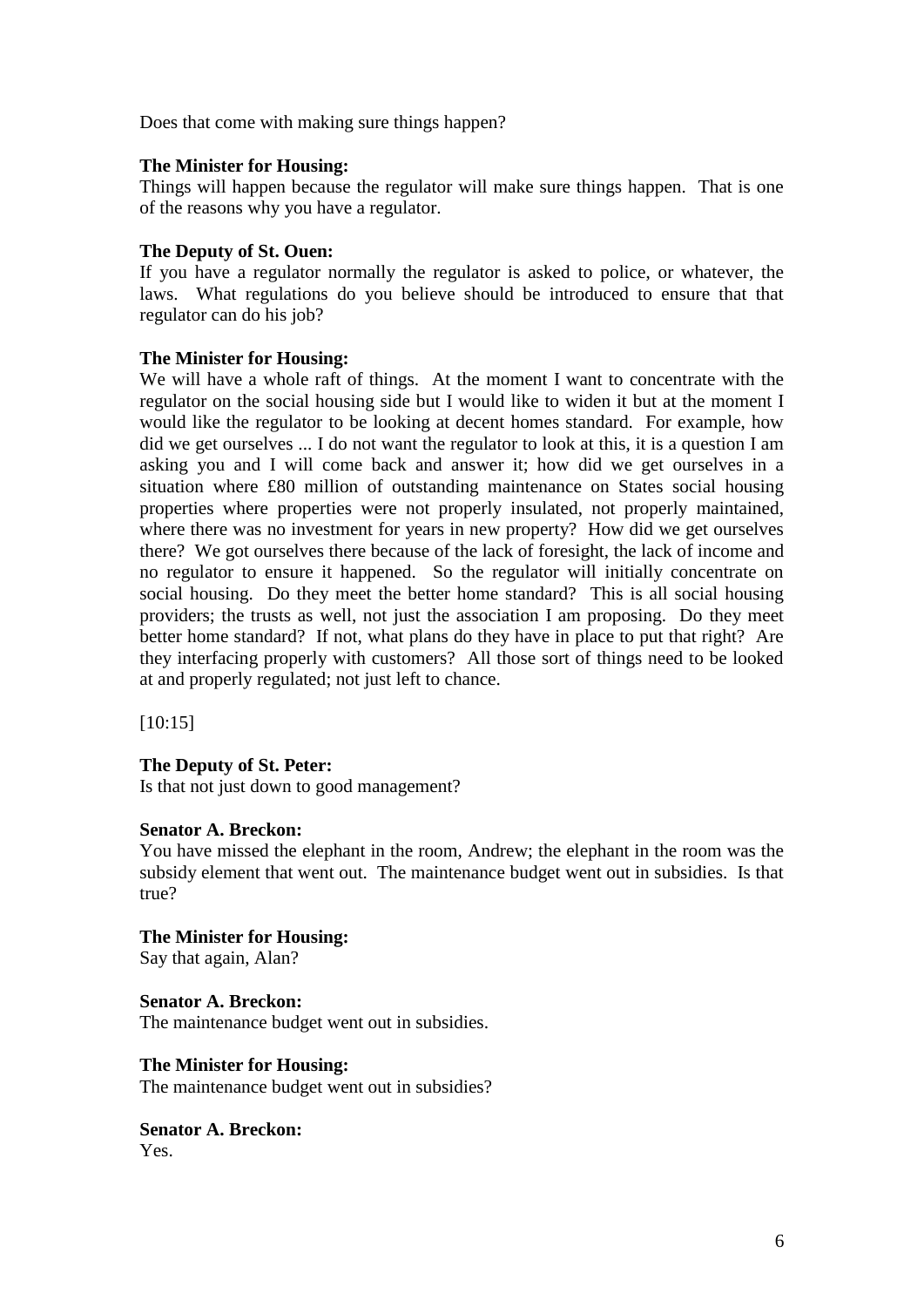Does that come with making sure things happen?

**The Minister for Housing:**
Things will happen because the regulator will make sure things happen. That is one of the reasons why you have a regulator.

**The Deputy of St. Ouen:**
If you have a regulator normally the regulator is asked to police, or whatever, the laws. What regulations do you believe should be introduced to ensure that that regulator can do his job?

**The Minister for Housing:**
We will have a whole raft of things. At the moment I want to concentrate with the regulator on the social housing side but I would like to widen it but at the moment I would like the regulator to be looking at decent homes standard. For example, how did we get ourselves ... I do not want the regulator to look at this, it is a question I am asking you and I will come back and answer it; how did we get ourselves in a situation where £80 million of outstanding maintenance on States social housing properties where properties were not properly insulated, not properly maintained, where there was no investment for years in new property? How did we get ourselves there? We got ourselves there because of the lack of foresight, the lack of income and no regulator to ensure it happened. So the regulator will initially concentrate on social housing. Do they meet the better home standard? This is all social housing providers; the trusts as well, not just the association I am proposing. Do they meet better home standard? If not, what plans do they have in place to put that right? Are they interfacing properly with customers? All those sort of things need to be looked at and properly regulated; not just left to chance.

[10:15]

**The Deputy of St. Peter:**
Is that not just down to good management?

**Senator A. Breckon:**
You have missed the elephant in the room, Andrew; the elephant in the room was the subsidy element that went out. The maintenance budget went out in subsidies. Is that true?

**The Minister for Housing:**
Say that again, Alan?

**Senator A. Breckon:**
The maintenance budget went out in subsidies.

**The Minister for Housing:**
The maintenance budget went out in subsidies?

**Senator A. Breckon:**
Yes.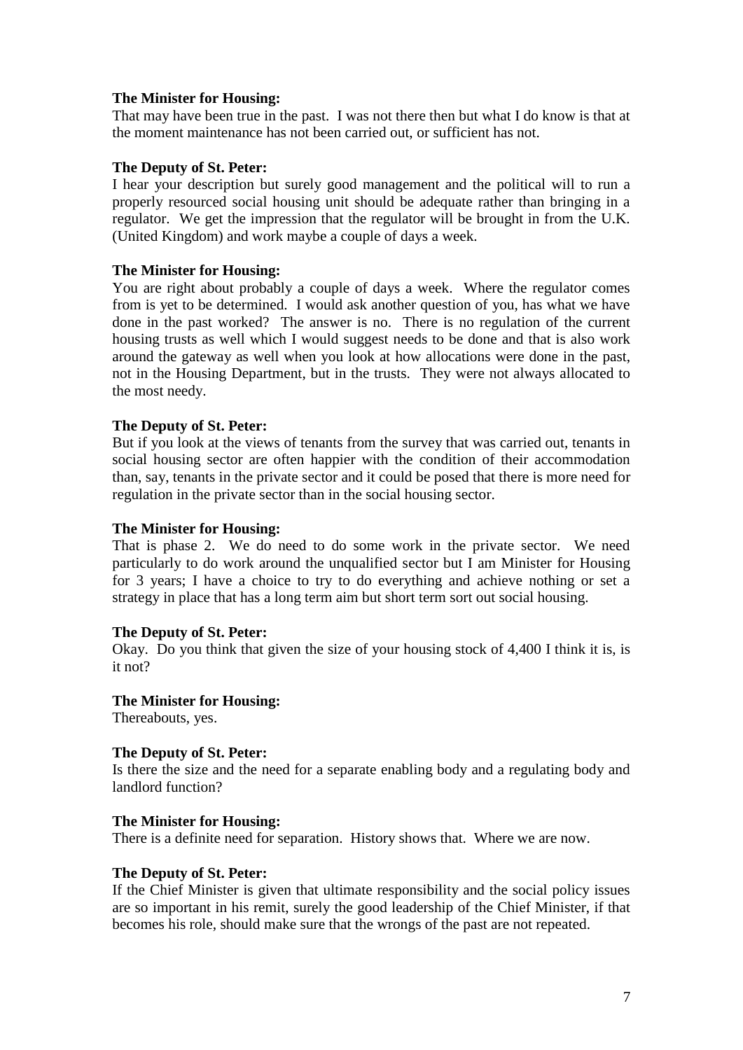**The Minister for Housing:**
That may have been true in the past. I was not there then but what I do know is that at the moment maintenance has not been carried out, or sufficient has not.

**The Deputy of St. Peter:**
I hear your description but surely good management and the political will to run a properly resourced social housing unit should be adequate rather than bringing in a regulator. We get the impression that the regulator will be brought in from the U.K. (United Kingdom) and work maybe a couple of days a week.

**The Minister for Housing:**
You are right about probably a couple of days a week. Where the regulator comes from is yet to be determined. I would ask another question of you, has what we have done in the past worked? The answer is no. There is no regulation of the current housing trusts as well which I would suggest needs to be done and that is also work around the gateway as well when you look at how allocations were done in the past, not in the Housing Department, but in the trusts. They were not always allocated to the most needy.

**The Deputy of St. Peter:**
But if you look at the views of tenants from the survey that was carried out, tenants in social housing sector are often happier with the condition of their accommodation than, say, tenants in the private sector and it could be posed that there is more need for regulation in the private sector than in the social housing sector.

**The Minister for Housing:**
That is phase 2. We do need to do some work in the private sector. We need particularly to do work around the unqualified sector but I am Minister for Housing for 3 years; I have a choice to try to do everything and achieve nothing or set a strategy in place that has a long term aim but short term sort out social housing.

**The Deputy of St. Peter:**
Okay. Do you think that given the size of your housing stock of 4,400 I think it is, is it not?

**The Minister for Housing:**
Thereabouts, yes.

**The Deputy of St. Peter:**
Is there the size and the need for a separate enabling body and a regulating body and landlord function?

**The Minister for Housing:**
There is a definite need for separation. History shows that. Where we are now.

**The Deputy of St. Peter:**
If the Chief Minister is given that ultimate responsibility and the social policy issues are so important in his remit, surely the good leadership of the Chief Minister, if that becomes his role, should make sure that the wrongs of the past are not repeated.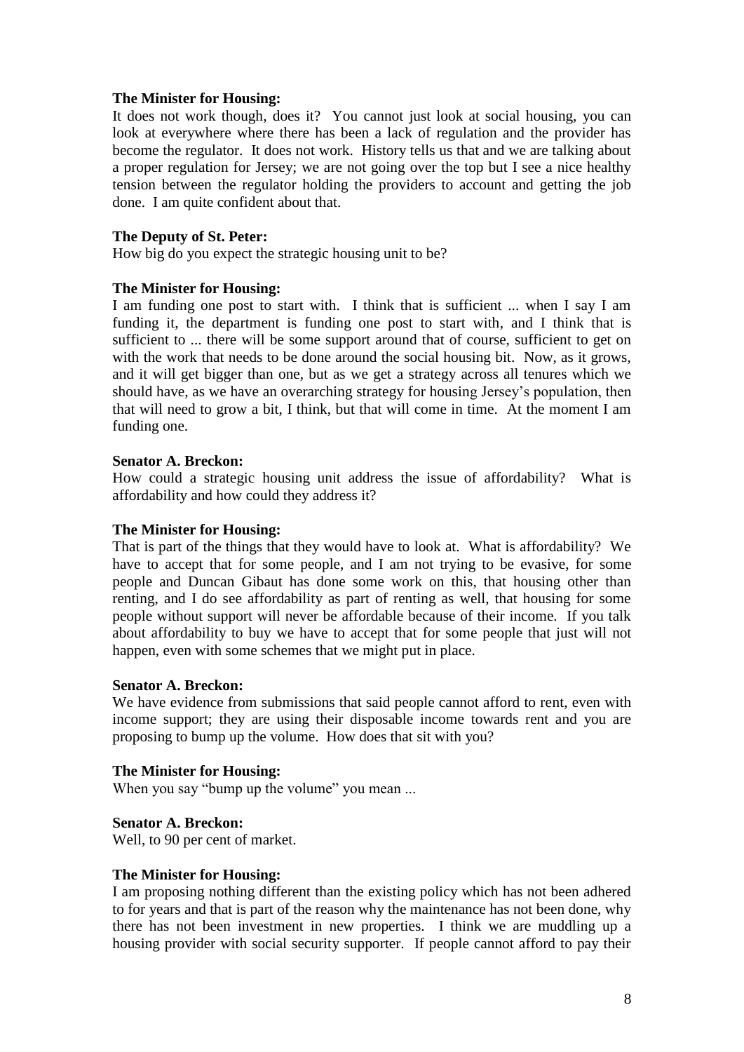**The Minister for Housing:**
It does not work though, does it? You cannot just look at social housing, you can look at everywhere where there has been a lack of regulation and the provider has become the regulator. It does not work. History tells us that and we are talking about a proper regulation for Jersey; we are not going over the top but I see a nice healthy tension between the regulator holding the providers to account and getting the job done. I am quite confident about that.

**The Deputy of St. Peter:**
How big do you expect the strategic housing unit to be?

**The Minister for Housing:**
I am funding one post to start with. I think that is sufficient ... when I say I am funding it, the department is funding one post to start with, and I think that is sufficient to ... there will be some support around that of course, sufficient to get on with the work that needs to be done around the social housing bit. Now, as it grows, and it will get bigger than one, but as we get a strategy across all tenures which we should have, as we have an overarching strategy for housing Jersey's population, then that will need to grow a bit, I think, but that will come in time. At the moment I am funding one.

**Senator A. Breckon:**
How could a strategic housing unit address the issue of affordability? What is affordability and how could they address it?

**The Minister for Housing:**
That is part of the things that they would have to look at. What is affordability? We have to accept that for some people, and I am not trying to be evasive, for some people and Duncan Gibaut has done some work on this, that housing other than renting, and I do see affordability as part of renting as well, that housing for some people without support will never be affordable because of their income. If you talk about affordability to buy we have to accept that for some people that just will not happen, even with some schemes that we might put in place.

**Senator A. Breckon:**
We have evidence from submissions that said people cannot afford to rent, even with income support; they are using their disposable income towards rent and you are proposing to bump up the volume. How does that sit with you?

**The Minister for Housing:**
When you say "bump up the volume" you mean ...

**Senator A. Breckon:**
Well, to 90 per cent of market.

**The Minister for Housing:**
I am proposing nothing different than the existing policy which has not been adhered to for years and that is part of the reason why the maintenance has not been done, why there has not been investment in new properties. I think we are muddling up a housing provider with social security supporter. If people cannot afford to pay their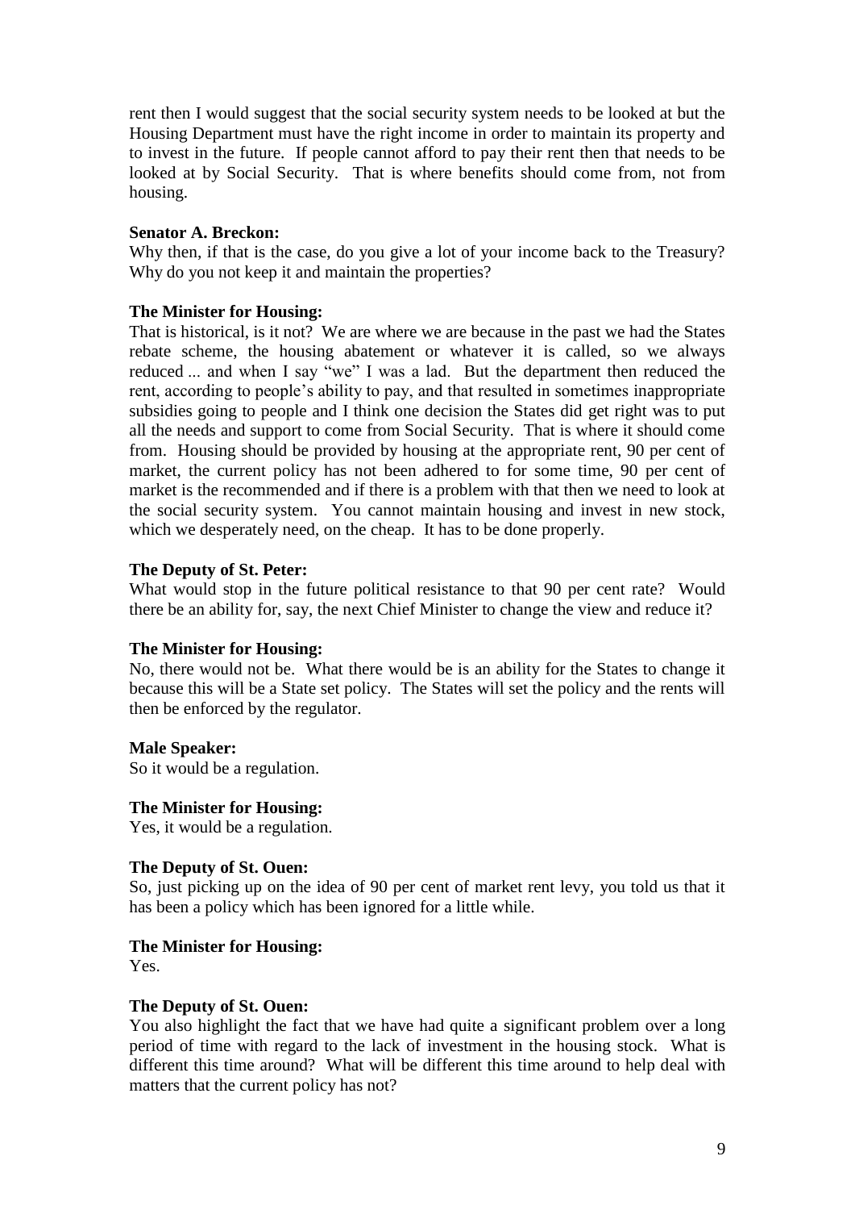rent then I would suggest that the social security system needs to be looked at but the Housing Department must have the right income in order to maintain its property and to invest in the future. If people cannot afford to pay their rent then that needs to be looked at by Social Security. That is where benefits should come from, not from housing.

**Senator A. Breckon:**
Why then, if that is the case, do you give a lot of your income back to the Treasury? Why do you not keep it and maintain the properties?

**The Minister for Housing:**
That is historical, is it not? We are where we are because in the past we had the States rebate scheme, the housing abatement or whatever it is called, so we always reduced ... and when I say "we" I was a lad. But the department then reduced the rent, according to people's ability to pay, and that resulted in sometimes inappropriate subsidies going to people and I think one decision the States did get right was to put all the needs and support to come from Social Security. That is where it should come from. Housing should be provided by housing at the appropriate rent, 90 per cent of market, the current policy has not been adhered to for some time, 90 per cent of market is the recommended and if there is a problem with that then we need to look at the social security system. You cannot maintain housing and invest in new stock, which we desperately need, on the cheap. It has to be done properly.

**The Deputy of St. Peter:**
What would stop in the future political resistance to that 90 per cent rate? Would there be an ability for, say, the next Chief Minister to change the view and reduce it?

**The Minister for Housing:**
No, there would not be. What there would be is an ability for the States to change it because this will be a State set policy. The States will set the policy and the rents will then be enforced by the regulator.

**Male Speaker:**
So it would be a regulation.

**The Minister for Housing:**
Yes, it would be a regulation.

**The Deputy of St. Ouen:**
So, just picking up on the idea of 90 per cent of market rent levy, you told us that it has been a policy which has been ignored for a little while.

**The Minister for Housing:**
Yes.

**The Deputy of St. Ouen:**
You also highlight the fact that we have had quite a significant problem over a long period of time with regard to the lack of investment in the housing stock. What is different this time around? What will be different this time around to help deal with matters that the current policy has not?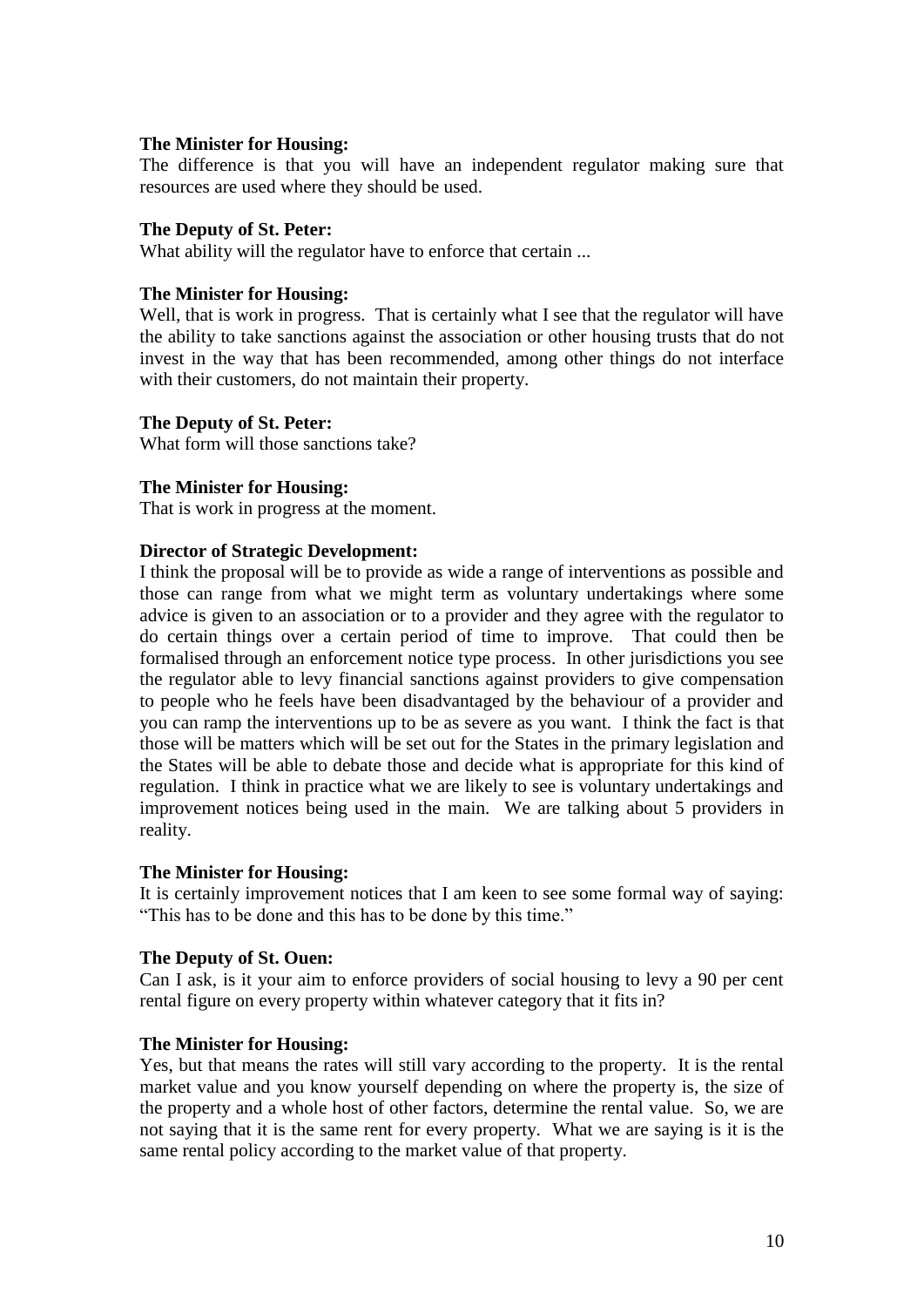**The Minister for Housing:**
The difference is that you will have an independent regulator making sure that resources are used where they should be used.

**The Deputy of St. Peter:**
What ability will the regulator have to enforce that certain ...

**The Minister for Housing:**
Well, that is work in progress. That is certainly what I see that the regulator will have the ability to take sanctions against the association or other housing trusts that do not invest in the way that has been recommended, among other things do not interface with their customers, do not maintain their property.

**The Deputy of St. Peter:**
What form will those sanctions take?

**The Minister for Housing:**
That is work in progress at the moment.

**Director of Strategic Development:**
I think the proposal will be to provide as wide a range of interventions as possible and those can range from what we might term as voluntary undertakings where some advice is given to an association or to a provider and they agree with the regulator to do certain things over a certain period of time to improve. That could then be formalised through an enforcement notice type process. In other jurisdictions you see the regulator able to levy financial sanctions against providers to give compensation to people who he feels have been disadvantaged by the behaviour of a provider and you can ramp the interventions up to be as severe as you want. I think the fact is that those will be matters which will be set out for the States in the primary legislation and the States will be able to debate those and decide what is appropriate for this kind of regulation. I think in practice what we are likely to see is voluntary undertakings and improvement notices being used in the main. We are talking about 5 providers in reality.

**The Minister for Housing:**
It is certainly improvement notices that I am keen to see some formal way of saying: "This has to be done and this has to be done by this time."

**The Deputy of St. Ouen:**
Can I ask, is it your aim to enforce providers of social housing to levy a 90 per cent rental figure on every property within whatever category that it fits in?

**The Minister for Housing:**
Yes, but that means the rates will still vary according to the property. It is the rental market value and you know yourself depending on where the property is, the size of the property and a whole host of other factors, determine the rental value. So, we are not saying that it is the same rent for every property. What we are saying is it is the same rental policy according to the market value of that property.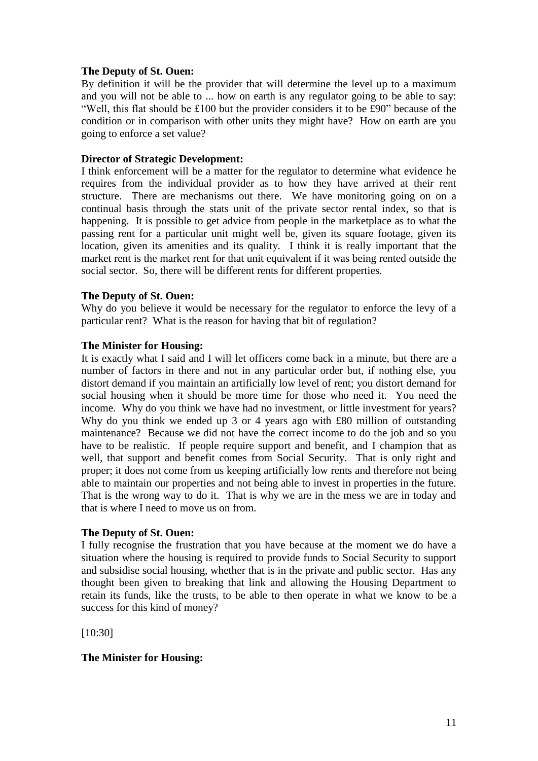**The Deputy of St. Ouen:**

By definition it will be the provider that will determine the level up to a maximum and you will not be able to ... how on earth is any regulator going to be able to say: "Well, this flat should be £100 but the provider considers it to be £90" because of the condition or in comparison with other units they might have? How on earth are you going to enforce a set value?

**Director of Strategic Development:**

I think enforcement will be a matter for the regulator to determine what evidence he requires from the individual provider as to how they have arrived at their rent structure. There are mechanisms out there. We have monitoring going on on a continual basis through the stats unit of the private sector rental index, so that is happening. It is possible to get advice from people in the marketplace as to what the passing rent for a particular unit might well be, given its square footage, given its location, given its amenities and its quality. I think it is really important that the market rent is the market rent for that unit equivalent if it was being rented outside the social sector. So, there will be different rents for different properties.

**The Deputy of St. Ouen:**

Why do you believe it would be necessary for the regulator to enforce the levy of a particular rent? What is the reason for having that bit of regulation?

**The Minister for Housing:**

It is exactly what I said and I will let officers come back in a minute, but there are a number of factors in there and not in any particular order but, if nothing else, you distort demand if you maintain an artificially low level of rent; you distort demand for social housing when it should be more time for those who need it. You need the income. Why do you think we have had no investment, or little investment for years? Why do you think we ended up 3 or 4 years ago with £80 million of outstanding maintenance? Because we did not have the correct income to do the job and so you have to be realistic. If people require support and benefit, and I champion that as well, that support and benefit comes from Social Security. That is only right and proper; it does not come from us keeping artificially low rents and therefore not being able to maintain our properties and not being able to invest in properties in the future. That is the wrong way to do it. That is why we are in the mess we are in today and that is where I need to move us on from.

**The Deputy of St. Ouen:**

I fully recognise the frustration that you have because at the moment we do have a situation where the housing is required to provide funds to Social Security to support and subsidise social housing, whether that is in the private and public sector. Has any thought been given to breaking that link and allowing the Housing Department to retain its funds, like the trusts, to be able to then operate in what we know to be a success for this kind of money?

[10:30]

**The Minister for Housing:**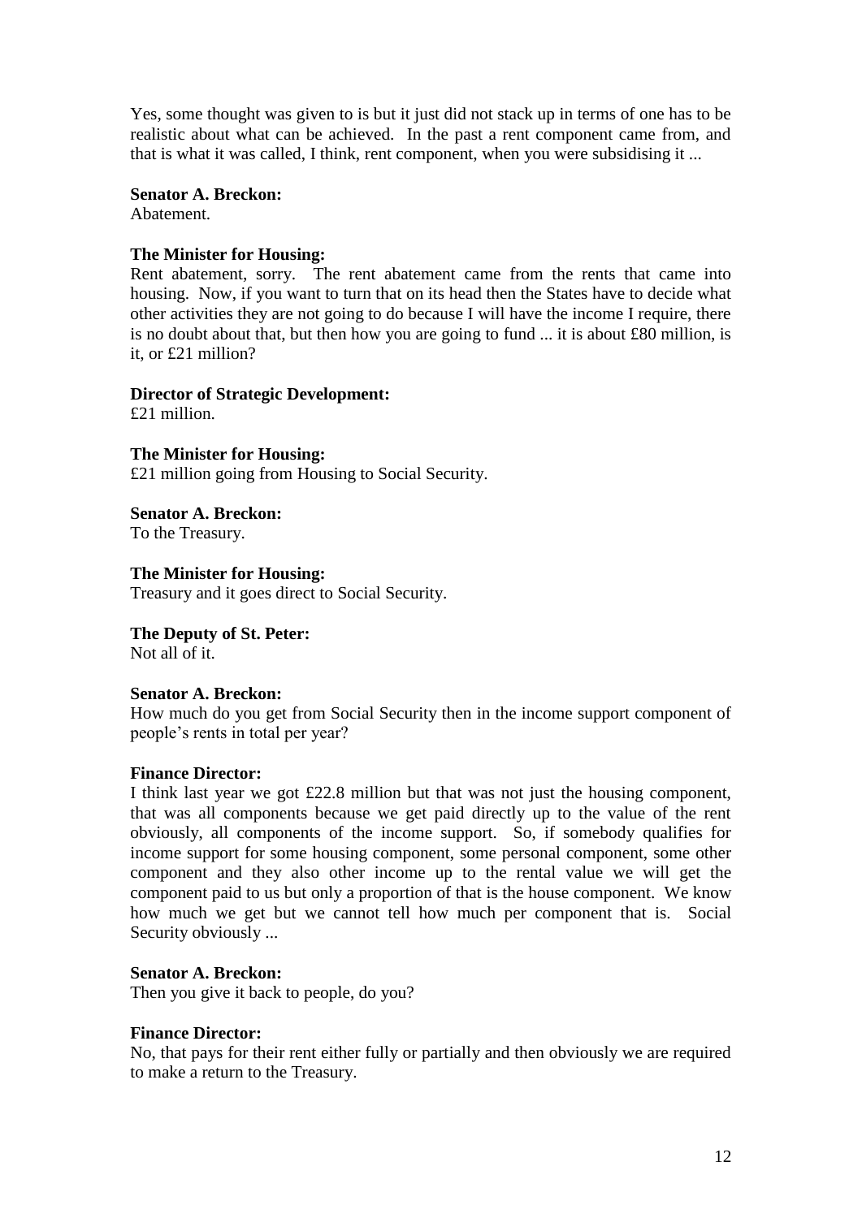Yes, some thought was given to is but it just did not stack up in terms of one has to be realistic about what can be achieved. In the past a rent component came from, and that is what it was called, I think, rent component, when you were subsidising it ...

**Senator A. Breckon:**
Abatement.

**The Minister for Housing:**
Rent abatement, sorry. The rent abatement came from the rents that came into housing. Now, if you want to turn that on its head then the States have to decide what other activities they are not going to do because I will have the income I require, there is no doubt about that, but then how you are going to fund ... it is about £80 million, is it, or £21 million?

**Director of Strategic Development:**
£21 million.

**The Minister for Housing:**
£21 million going from Housing to Social Security.

**Senator A. Breckon:**
To the Treasury.

**The Minister for Housing:**
Treasury and it goes direct to Social Security.

**The Deputy of St. Peter:**
Not all of it.

**Senator A. Breckon:**
How much do you get from Social Security then in the income support component of people's rents in total per year?

**Finance Director:**
I think last year we got £22.8 million but that was not just the housing component, that was all components because we get paid directly up to the value of the rent obviously, all components of the income support. So, if somebody qualifies for income support for some housing component, some personal component, some other component and they also other income up to the rental value we will get the component paid to us but only a proportion of that is the house component. We know how much we get but we cannot tell how much per component that is. Social Security obviously ...

**Senator A. Breckon:**
Then you give it back to people, do you?

**Finance Director:**
No, that pays for their rent either fully or partially and then obviously we are required to make a return to the Treasury.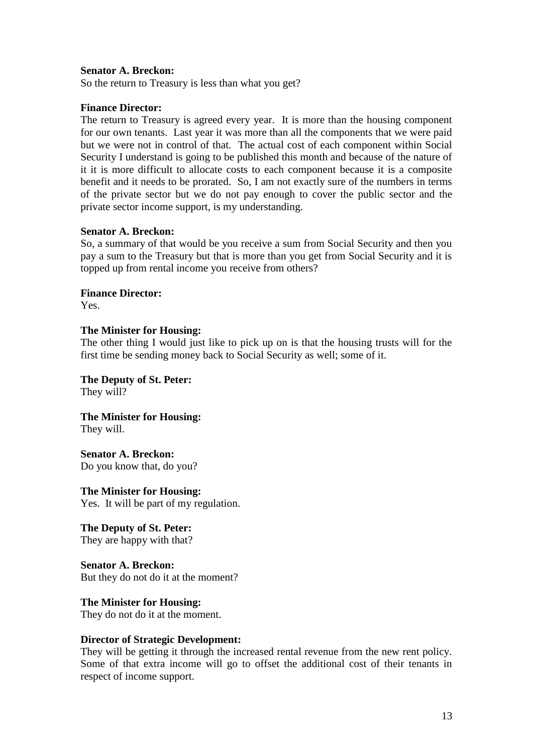**Senator A. Breckon:**
So the return to Treasury is less than what you get?

**Finance Director:**
The return to Treasury is agreed every year. It is more than the housing component for our own tenants. Last year it was more than all the components that we were paid but we were not in control of that. The actual cost of each component within Social Security I understand is going to be published this month and because of the nature of it it is more difficult to allocate costs to each component because it is a composite benefit and it needs to be prorated. So, I am not exactly sure of the numbers in terms of the private sector but we do not pay enough to cover the public sector and the private sector income support, is my understanding.

**Senator A. Breckon:**
So, a summary of that would be you receive a sum from Social Security and then you pay a sum to the Treasury but that is more than you get from Social Security and it is topped up from rental income you receive from others?

**Finance Director:**
Yes.

**The Minister for Housing:**
The other thing I would just like to pick up on is that the housing trusts will for the first time be sending money back to Social Security as well; some of it.

**The Deputy of St. Peter:**
They will?

**The Minister for Housing:**
They will.

**Senator A. Breckon:**
Do you know that, do you?

**The Minister for Housing:**
Yes. It will be part of my regulation.

**The Deputy of St. Peter:**
They are happy with that?

**Senator A. Breckon:**
But they do not do it at the moment?

**The Minister for Housing:**
They do not do it at the moment.

**Director of Strategic Development:**
They will be getting it through the increased rental revenue from the new rent policy. Some of that extra income will go to offset the additional cost of their tenants in respect of income support.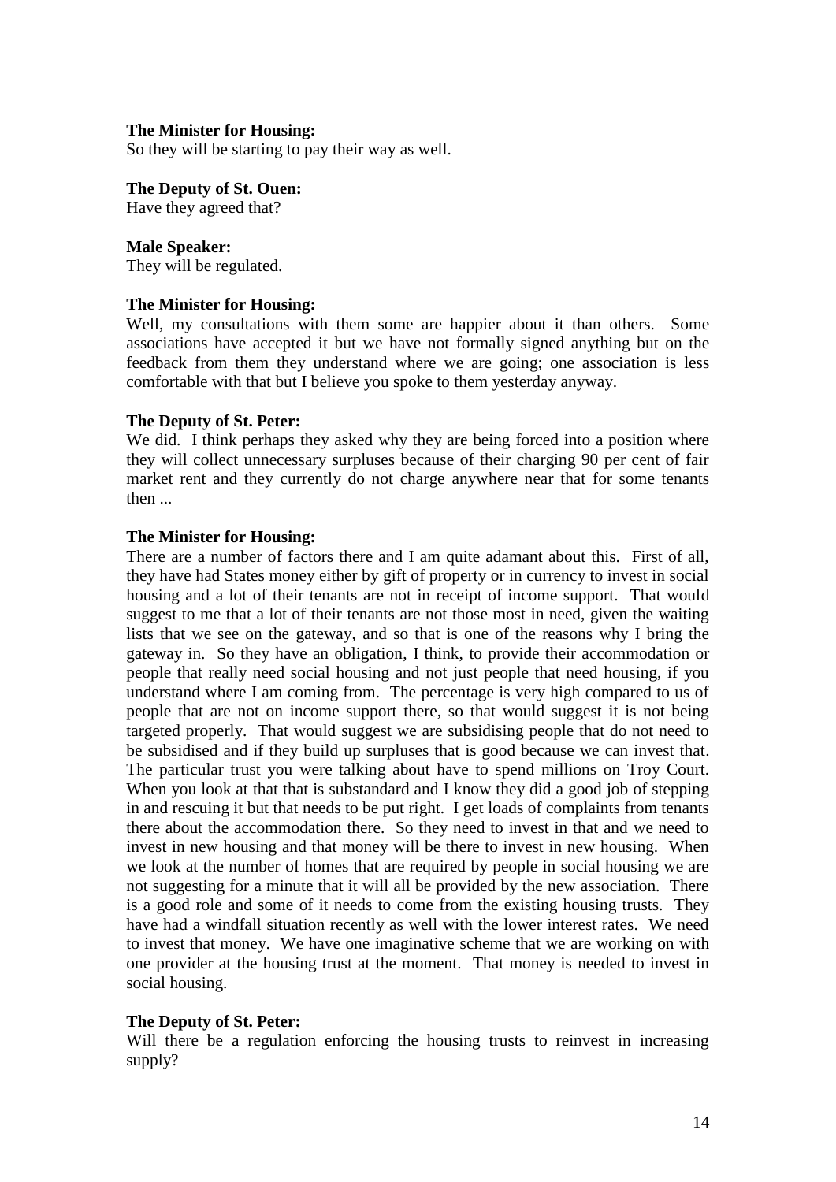**The Minister for Housing:**
So they will be starting to pay their way as well.

**The Deputy of St. Ouen:**
Have they agreed that?

**Male Speaker:**
They will be regulated.

**The Minister for Housing:**
Well, my consultations with them some are happier about it than others. Some associations have accepted it but we have not formally signed anything but on the feedback from them they understand where we are going; one association is less comfortable with that but I believe you spoke to them yesterday anyway.

**The Deputy of St. Peter:**
We did. I think perhaps they asked why they are being forced into a position where they will collect unnecessary surpluses because of their charging 90 per cent of fair market rent and they currently do not charge anywhere near that for some tenants then ...

**The Minister for Housing:**
There are a number of factors there and I am quite adamant about this. First of all, they have had States money either by gift of property or in currency to invest in social housing and a lot of their tenants are not in receipt of income support. That would suggest to me that a lot of their tenants are not those most in need, given the waiting lists that we see on the gateway, and so that is one of the reasons why I bring the gateway in. So they have an obligation, I think, to provide their accommodation or people that really need social housing and not just people that need housing, if you understand where I am coming from. The percentage is very high compared to us of people that are not on income support there, so that would suggest it is not being targeted properly. That would suggest we are subsidising people that do not need to be subsidised and if they build up surpluses that is good because we can invest that. The particular trust you were talking about have to spend millions on Troy Court. When you look at that that is substandard and I know they did a good job of stepping in and rescuing it but that needs to be put right. I get loads of complaints from tenants there about the accommodation there. So they need to invest in that and we need to invest in new housing and that money will be there to invest in new housing. When we look at the number of homes that are required by people in social housing we are not suggesting for a minute that it will all be provided by the new association. There is a good role and some of it needs to come from the existing housing trusts. They have had a windfall situation recently as well with the lower interest rates. We need to invest that money. We have one imaginative scheme that we are working on with one provider at the housing trust at the moment. That money is needed to invest in social housing.

**The Deputy of St. Peter:**
Will there be a regulation enforcing the housing trusts to reinvest in increasing supply?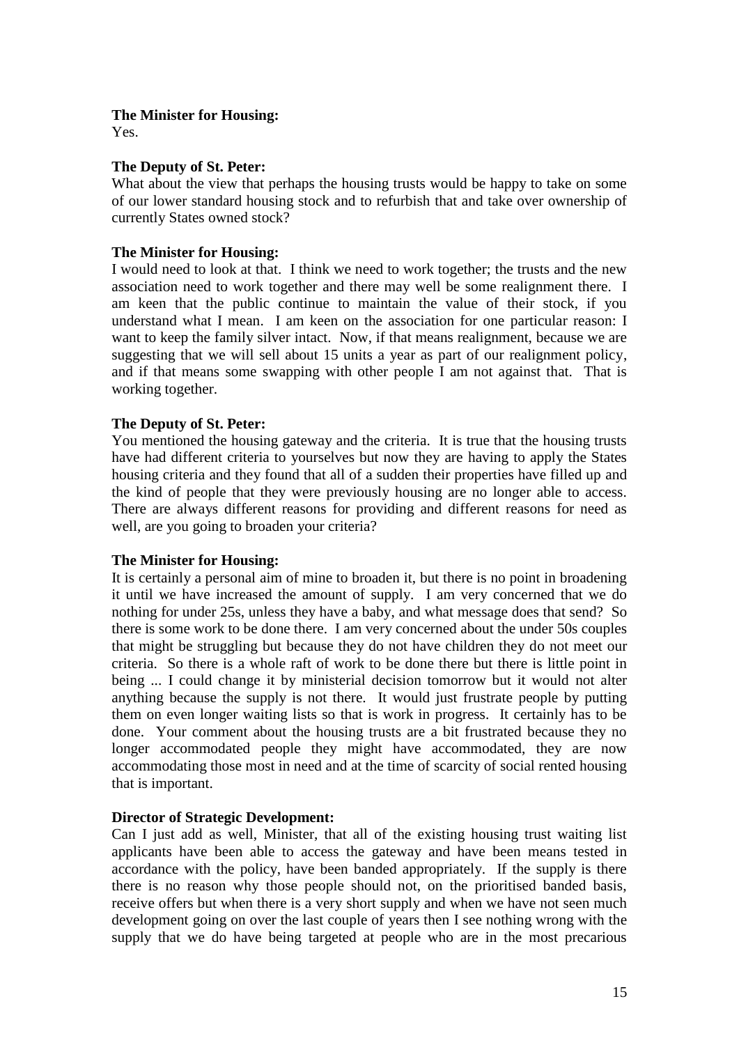**The Minister for Housing:**
Yes.

**The Deputy of St. Peter:**
What about the view that perhaps the housing trusts would be happy to take on some of our lower standard housing stock and to refurbish that and take over ownership of currently States owned stock?

**The Minister for Housing:**
I would need to look at that. I think we need to work together; the trusts and the new association need to work together and there may well be some realignment there. I am keen that the public continue to maintain the value of their stock, if you understand what I mean. I am keen on the association for one particular reason: I want to keep the family silver intact. Now, if that means realignment, because we are suggesting that we will sell about 15 units a year as part of our realignment policy, and if that means some swapping with other people I am not against that. That is working together.

**The Deputy of St. Peter:**
You mentioned the housing gateway and the criteria. It is true that the housing trusts have had different criteria to yourselves but now they are having to apply the States housing criteria and they found that all of a sudden their properties have filled up and the kind of people that they were previously housing are no longer able to access. There are always different reasons for providing and different reasons for need as well, are you going to broaden your criteria?

**The Minister for Housing:**
It is certainly a personal aim of mine to broaden it, but there is no point in broadening it until we have increased the amount of supply. I am very concerned that we do nothing for under 25s, unless they have a baby, and what message does that send? So there is some work to be done there. I am very concerned about the under 50s couples that might be struggling but because they do not have children they do not meet our criteria. So there is a whole raft of work to be done there but there is little point in being ... I could change it by ministerial decision tomorrow but it would not alter anything because the supply is not there. It would just frustrate people by putting them on even longer waiting lists so that is work in progress. It certainly has to be done. Your comment about the housing trusts are a bit frustrated because they no longer accommodated people they might have accommodated, they are now accommodating those most in need and at the time of scarcity of social rented housing that is important.

**Director of Strategic Development:**
Can I just add as well, Minister, that all of the existing housing trust waiting list applicants have been able to access the gateway and have been means tested in accordance with the policy, have been banded appropriately. If the supply is there there is no reason why those people should not, on the prioritised banded basis, receive offers but when there is a very short supply and when we have not seen much development going on over the last couple of years then I see nothing wrong with the supply that we do have being targeted at people who are in the most precarious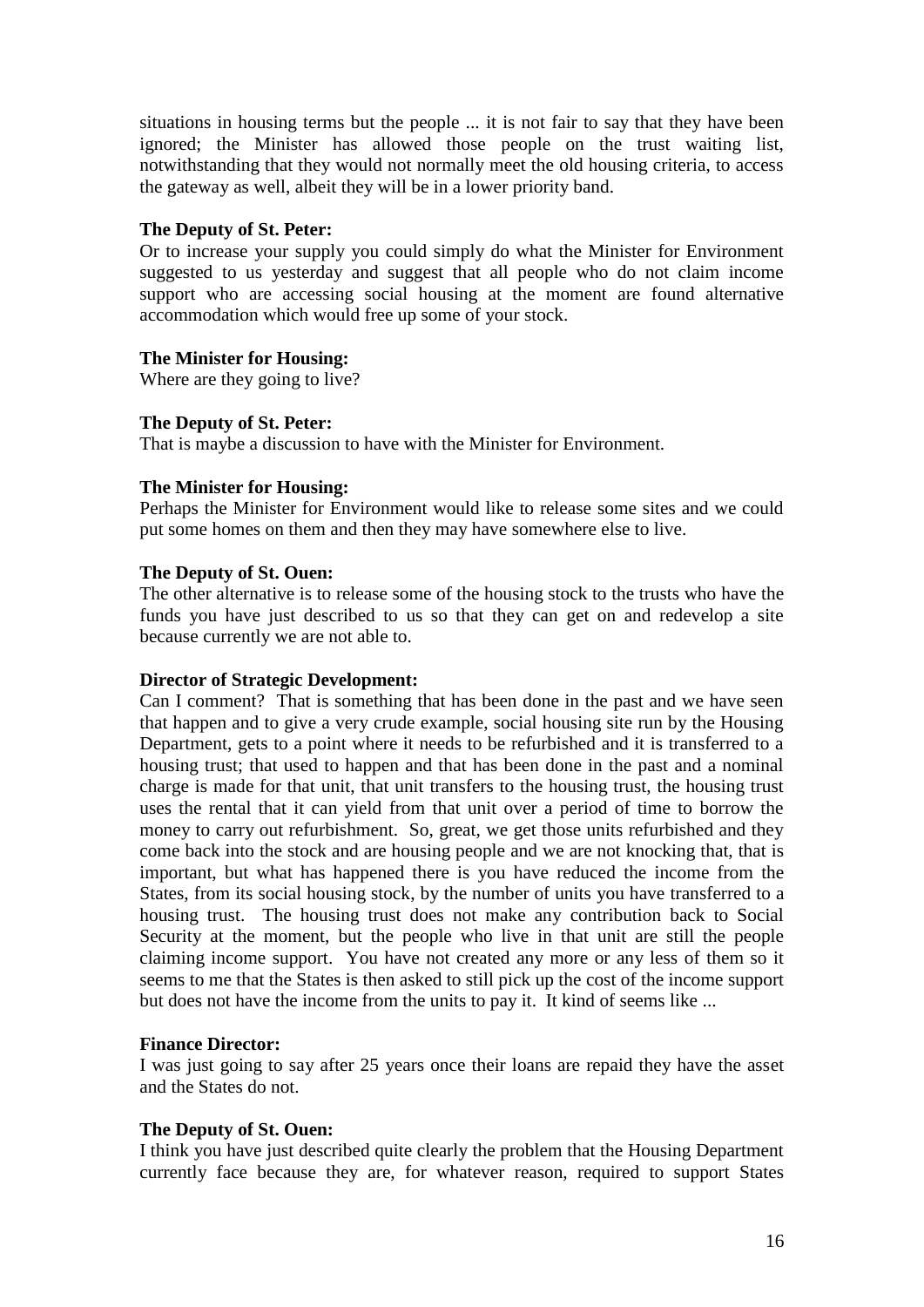situations in housing terms but the people ... it is not fair to say that they have been ignored; the Minister has allowed those people on the trust waiting list, notwithstanding that they would not normally meet the old housing criteria, to access the gateway as well, albeit they will be in a lower priority band.

**The Deputy of St. Peter:**

Or to increase your supply you could simply do what the Minister for Environment suggested to us yesterday and suggest that all people who do not claim income support who are accessing social housing at the moment are found alternative accommodation which would free up some of your stock.

**The Minister for Housing:**

Where are they going to live?

**The Deputy of St. Peter:**

That is maybe a discussion to have with the Minister for Environment.

**The Minister for Housing:**

Perhaps the Minister for Environment would like to release some sites and we could put some homes on them and then they may have somewhere else to live.

**The Deputy of St. Ouen:**

The other alternative is to release some of the housing stock to the trusts who have the funds you have just described to us so that they can get on and redevelop a site because currently we are not able to.

**Director of Strategic Development:**

Can I comment? That is something that has been done in the past and we have seen that happen and to give a very crude example, social housing site run by the Housing Department, gets to a point where it needs to be refurbished and it is transferred to a housing trust; that used to happen and that has been done in the past and a nominal charge is made for that unit, that unit transfers to the housing trust, the housing trust uses the rental that it can yield from that unit over a period of time to borrow the money to carry out refurbishment. So, great, we get those units refurbished and they come back into the stock and are housing people and we are not knocking that, that is important, but what has happened there is you have reduced the income from the States, from its social housing stock, by the number of units you have transferred to a housing trust. The housing trust does not make any contribution back to Social Security at the moment, but the people who live in that unit are still the people claiming income support. You have not created any more or any less of them so it seems to me that the States is then asked to still pick up the cost of the income support but does not have the income from the units to pay it. It kind of seems like ...

**Finance Director:**

I was just going to say after 25 years once their loans are repaid they have the asset and the States do not.

**The Deputy of St. Ouen:**

I think you have just described quite clearly the problem that the Housing Department currently face because they are, for whatever reason, required to support States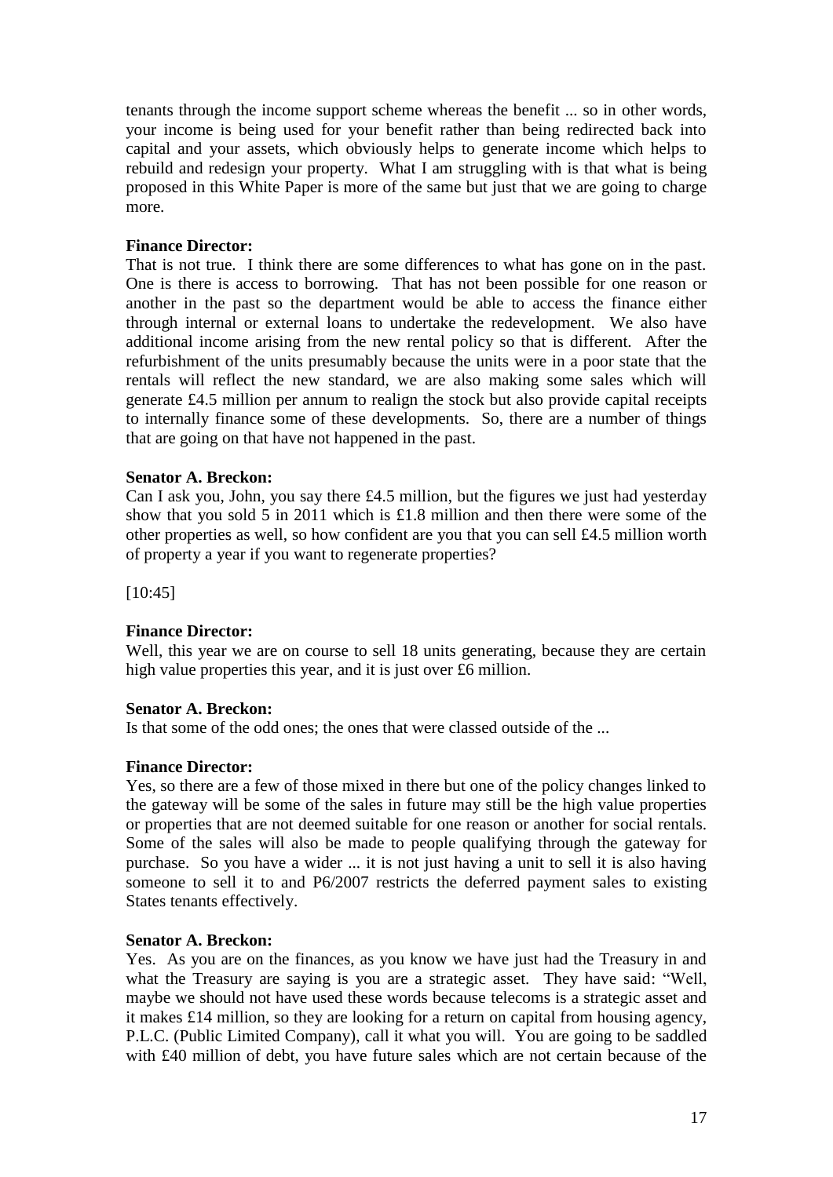tenants through the income support scheme whereas the benefit ... so in other words, your income is being used for your benefit rather than being redirected back into capital and your assets, which obviously helps to generate income which helps to rebuild and redesign your property. What I am struggling with is that what is being proposed in this White Paper is more of the same but just that we are going to charge more.

**Finance Director:**

That is not true. I think there are some differences to what has gone on in the past. One is there is access to borrowing. That has not been possible for one reason or another in the past so the department would be able to access the finance either through internal or external loans to undertake the redevelopment. We also have additional income arising from the new rental policy so that is different. After the refurbishment of the units presumably because the units were in a poor state that the rentals will reflect the new standard, we are also making some sales which will generate £4.5 million per annum to realign the stock but also provide capital receipts to internally finance some of these developments. So, there are a number of things that are going on that have not happened in the past.

**Senator A. Breckon:**

Can I ask you, John, you say there £4.5 million, but the figures we just had yesterday show that you sold 5 in 2011 which is £1.8 million and then there were some of the other properties as well, so how confident are you that you can sell £4.5 million worth of property a year if you want to regenerate properties?

[10:45]

**Finance Director:**

Well, this year we are on course to sell 18 units generating, because they are certain high value properties this year, and it is just over £6 million.

**Senator A. Breckon:**

Is that some of the odd ones; the ones that were classed outside of the ...

**Finance Director:**

Yes, so there are a few of those mixed in there but one of the policy changes linked to the gateway will be some of the sales in future may still be the high value properties or properties that are not deemed suitable for one reason or another for social rentals. Some of the sales will also be made to people qualifying through the gateway for purchase. So you have a wider ... it is not just having a unit to sell it is also having someone to sell it to and P6/2007 restricts the deferred payment sales to existing States tenants effectively.

**Senator A. Breckon:**

Yes. As you are on the finances, as you know we have just had the Treasury in and what the Treasury are saying is you are a strategic asset. They have said: "Well, maybe we should not have used these words because telecoms is a strategic asset and it makes £14 million, so they are looking for a return on capital from housing agency, P.L.C. (Public Limited Company), call it what you will. You are going to be saddled with £40 million of debt, you have future sales which are not certain because of the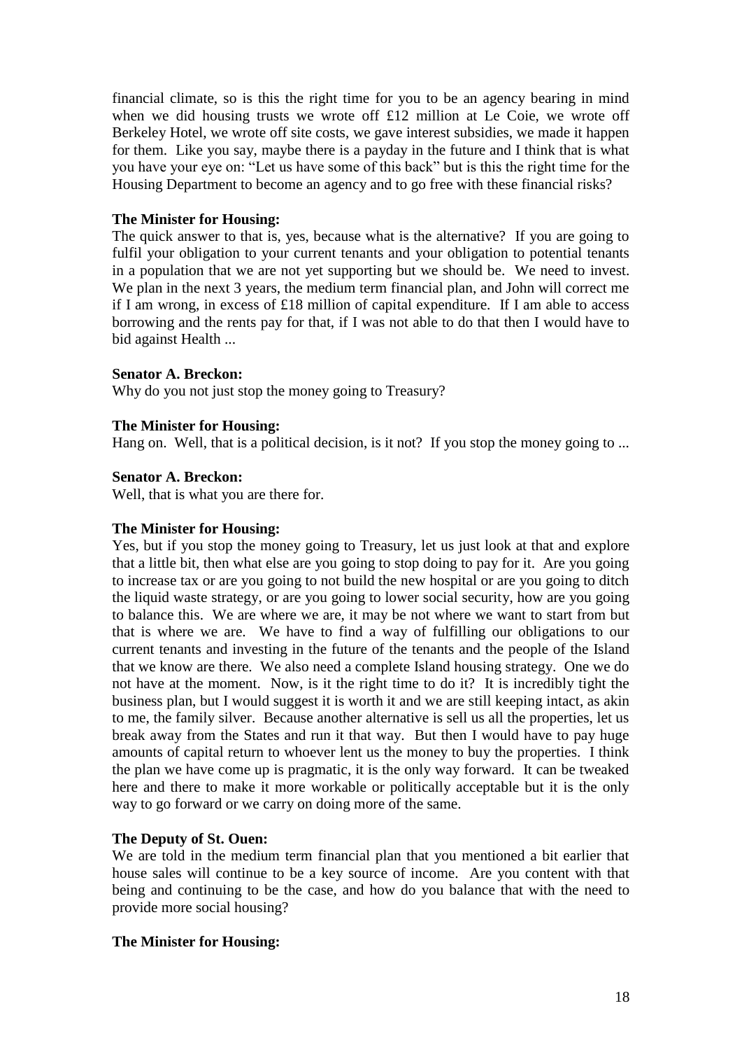financial climate, so is this the right time for you to be an agency bearing in mind when we did housing trusts we wrote off £12 million at Le Coie, we wrote off Berkeley Hotel, we wrote off site costs, we gave interest subsidies, we made it happen for them. Like you say, maybe there is a payday in the future and I think that is what you have your eye on: "Let us have some of this back" but is this the right time for the Housing Department to become an agency and to go free with these financial risks?

**The Minister for Housing:**
The quick answer to that is, yes, because what is the alternative? If you are going to fulfil your obligation to your current tenants and your obligation to potential tenants in a population that we are not yet supporting but we should be. We need to invest. We plan in the next 3 years, the medium term financial plan, and John will correct me if I am wrong, in excess of £18 million of capital expenditure. If I am able to access borrowing and the rents pay for that, if I was not able to do that then I would have to bid against Health ...

**Senator A. Breckon:**
Why do you not just stop the money going to Treasury?

**The Minister for Housing:**
Hang on. Well, that is a political decision, is it not? If you stop the money going to ...

**Senator A. Breckon:**
Well, that is what you are there for.

**The Minister for Housing:**
Yes, but if you stop the money going to Treasury, let us just look at that and explore that a little bit, then what else are you going to stop doing to pay for it. Are you going to increase tax or are you going to not build the new hospital or are you going to ditch the liquid waste strategy, or are you going to lower social security, how are you going to balance this. We are where we are, it may be not where we want to start from but that is where we are. We have to find a way of fulfilling our obligations to our current tenants and investing in the future of the tenants and the people of the Island that we know are there. We also need a complete Island housing strategy. One we do not have at the moment. Now, is it the right time to do it? It is incredibly tight the business plan, but I would suggest it is worth it and we are still keeping intact, as akin to me, the family silver. Because another alternative is sell us all the properties, let us break away from the States and run it that way. But then I would have to pay huge amounts of capital return to whoever lent us the money to buy the properties. I think the plan we have come up is pragmatic, it is the only way forward. It can be tweaked here and there to make it more workable or politically acceptable but it is the only way to go forward or we carry on doing more of the same.

**The Deputy of St. Ouen:**
We are told in the medium term financial plan that you mentioned a bit earlier that house sales will continue to be a key source of income. Are you content with that being and continuing to be the case, and how do you balance that with the need to provide more social housing?

**The Minister for Housing:**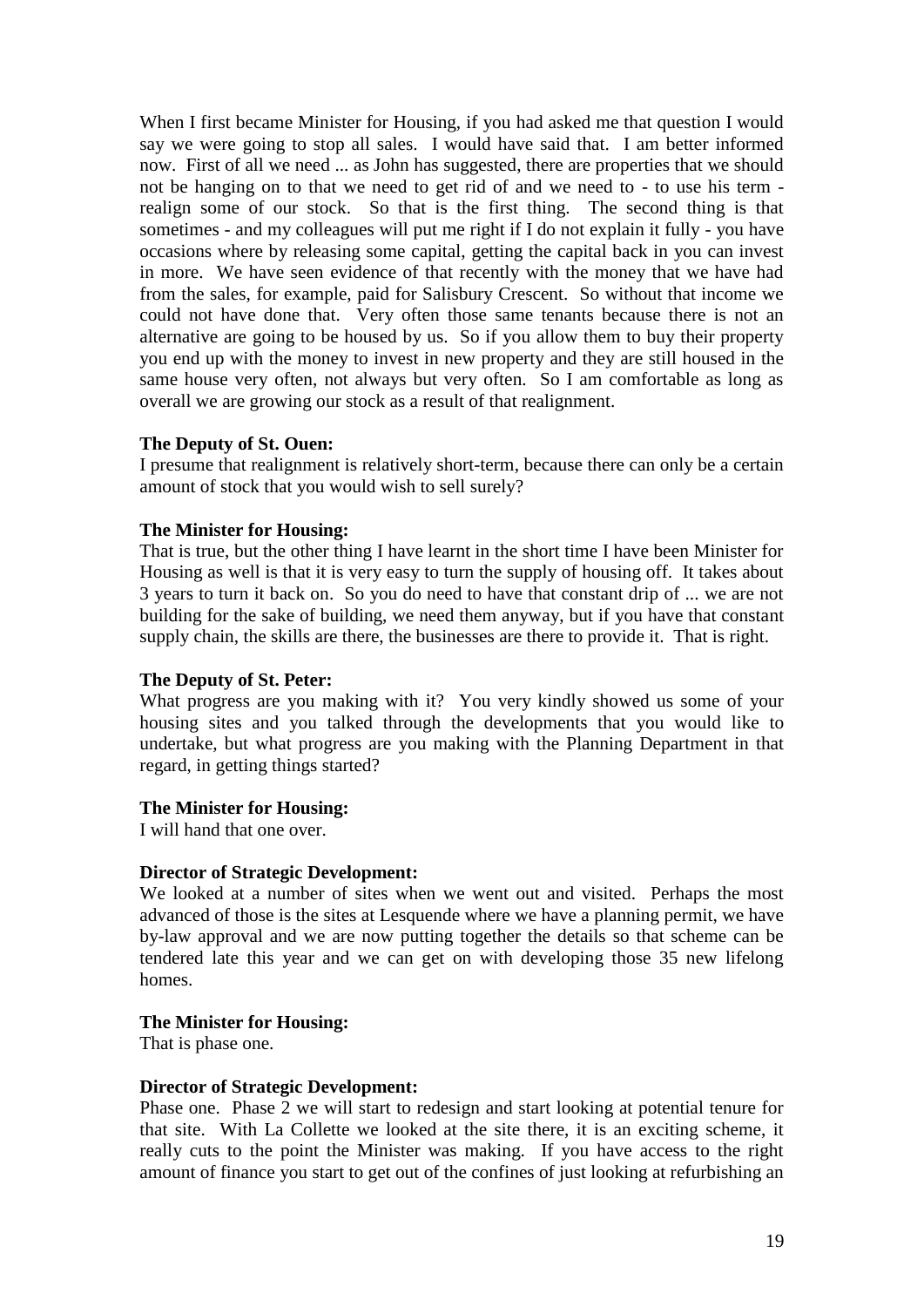When I first became Minister for Housing, if you had asked me that question I would say we were going to stop all sales. I would have said that. I am better informed now. First of all we need ... as John has suggested, there are properties that we should not be hanging on to that we need to get rid of and we need to - to use his term - realign some of our stock. So that is the first thing. The second thing is that sometimes - and my colleagues will put me right if I do not explain it fully - you have occasions where by releasing some capital, getting the capital back in you can invest in more. We have seen evidence of that recently with the money that we have had from the sales, for example, paid for Salisbury Crescent. So without that income we could not have done that. Very often those same tenants because there is not an alternative are going to be housed by us. So if you allow them to buy their property you end up with the money to invest in new property and they are still housed in the same house very often, not always but very often. So I am comfortable as long as overall we are growing our stock as a result of that realignment.

**The Deputy of St. Ouen:**
I presume that realignment is relatively short-term, because there can only be a certain amount of stock that you would wish to sell surely?

**The Minister for Housing:**
That is true, but the other thing I have learnt in the short time I have been Minister for Housing as well is that it is very easy to turn the supply of housing off. It takes about 3 years to turn it back on. So you do need to have that constant drip of ... we are not building for the sake of building, we need them anyway, but if you have that constant supply chain, the skills are there, the businesses are there to provide it. That is right.

**The Deputy of St. Peter:**
What progress are you making with it? You very kindly showed us some of your housing sites and you talked through the developments that you would like to undertake, but what progress are you making with the Planning Department in that regard, in getting things started?

**The Minister for Housing:**
I will hand that one over.

**Director of Strategic Development:**
We looked at a number of sites when we went out and visited. Perhaps the most advanced of those is the sites at Lesquende where we have a planning permit, we have by-law approval and we are now putting together the details so that scheme can be tendered late this year and we can get on with developing those 35 new lifelong homes.

**The Minister for Housing:**
That is phase one.

**Director of Strategic Development:**
Phase one. Phase 2 we will start to redesign and start looking at potential tenure for that site. With La Collette we looked at the site there, it is an exciting scheme, it really cuts to the point the Minister was making. If you have access to the right amount of finance you start to get out of the confines of just looking at refurbishing an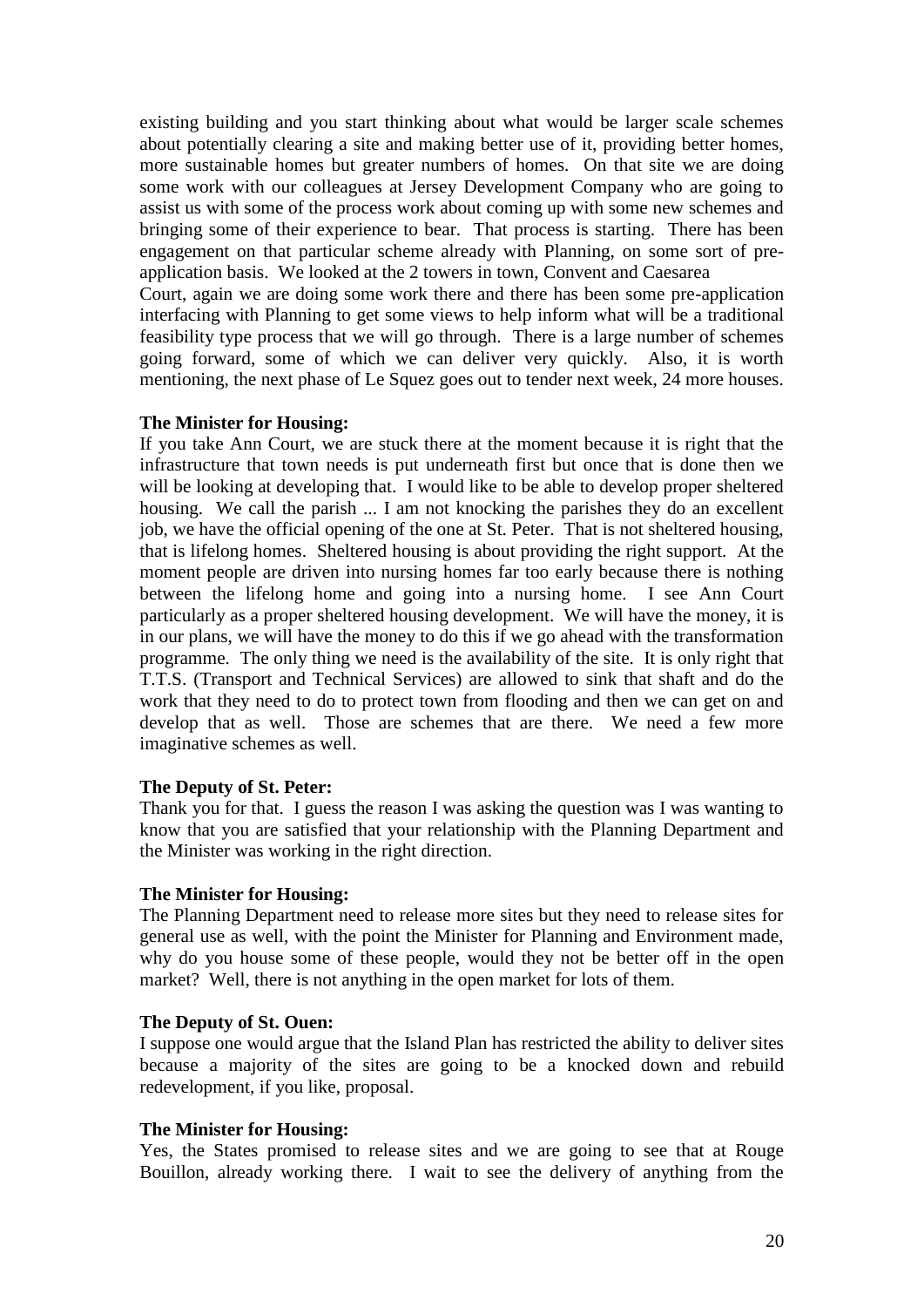existing building and you start thinking about what would be larger scale schemes about potentially clearing a site and making better use of it, providing better homes, more sustainable homes but greater numbers of homes. On that site we are doing some work with our colleagues at Jersey Development Company who are going to assist us with some of the process work about coming up with some new schemes and bringing some of their experience to bear. That process is starting. There has been engagement on that particular scheme already with Planning, on some sort of pre-application basis. We looked at the 2 towers in town, Convent and Caesarea Court, again we are doing some work there and there has been some pre-application interfacing with Planning to get some views to help inform what will be a traditional feasibility type process that we will go through. There is a large number of schemes going forward, some of which we can deliver very quickly. Also, it is worth mentioning, the next phase of Le Squez goes out to tender next week, 24 more houses.

**The Minister for Housing:**

If you take Ann Court, we are stuck there at the moment because it is right that the infrastructure that town needs is put underneath first but once that is done then we will be looking at developing that. I would like to be able to develop proper sheltered housing. We call the parish ... I am not knocking the parishes they do an excellent job, we have the official opening of the one at St. Peter. That is not sheltered housing, that is lifelong homes. Sheltered housing is about providing the right support. At the moment people are driven into nursing homes far too early because there is nothing between the lifelong home and going into a nursing home. I see Ann Court particularly as a proper sheltered housing development. We will have the money, it is in our plans, we will have the money to do this if we go ahead with the transformation programme. The only thing we need is the availability of the site. It is only right that T.T.S. (Transport and Technical Services) are allowed to sink that shaft and do the work that they need to do to protect town from flooding and then we can get on and develop that as well. Those are schemes that are there. We need a few more imaginative schemes as well.

**The Deputy of St. Peter:**

Thank you for that. I guess the reason I was asking the question was I was wanting to know that you are satisfied that your relationship with the Planning Department and the Minister was working in the right direction.

**The Minister for Housing:**

The Planning Department need to release more sites but they need to release sites for general use as well, with the point the Minister for Planning and Environment made, why do you house some of these people, would they not be better off in the open market? Well, there is not anything in the open market for lots of them.

**The Deputy of St. Ouen:**

I suppose one would argue that the Island Plan has restricted the ability to deliver sites because a majority of the sites are going to be a knocked down and rebuild redevelopment, if you like, proposal.

**The Minister for Housing:**

Yes, the States promised to release sites and we are going to see that at Rouge Bouillon, already working there. I wait to see the delivery of anything from the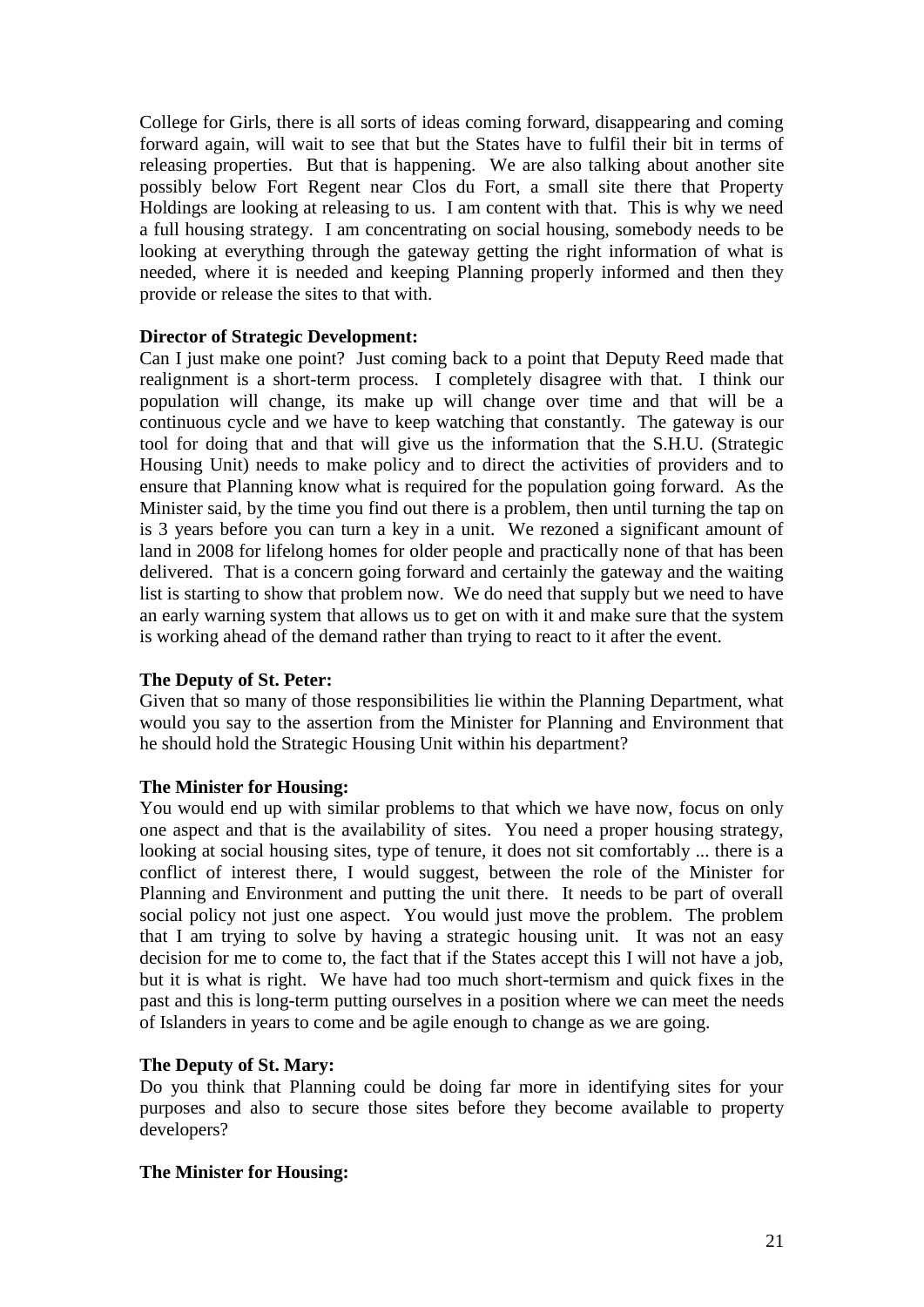College for Girls, there is all sorts of ideas coming forward, disappearing and coming forward again, will wait to see that but the States have to fulfil their bit in terms of releasing properties. But that is happening. We are also talking about another site possibly below Fort Regent near Clos du Fort, a small site there that Property Holdings are looking at releasing to us. I am content with that. This is why we need a full housing strategy. I am concentrating on social housing, somebody needs to be looking at everything through the gateway getting the right information of what is needed, where it is needed and keeping Planning properly informed and then they provide or release the sites to that with.

**Director of Strategic Development:**
Can I just make one point? Just coming back to a point that Deputy Reed made that realignment is a short-term process. I completely disagree with that. I think our population will change, its make up will change over time and that will be a continuous cycle and we have to keep watching that constantly. The gateway is our tool for doing that and that will give us the information that the S.H.U. (Strategic Housing Unit) needs to make policy and to direct the activities of providers and to ensure that Planning know what is required for the population going forward. As the Minister said, by the time you find out there is a problem, then until turning the tap on is 3 years before you can turn a key in a unit. We rezoned a significant amount of land in 2008 for lifelong homes for older people and practically none of that has been delivered. That is a concern going forward and certainly the gateway and the waiting list is starting to show that problem now. We do need that supply but we need to have an early warning system that allows us to get on with it and make sure that the system is working ahead of the demand rather than trying to react to it after the event.

**The Deputy of St. Peter:**
Given that so many of those responsibilities lie within the Planning Department, what would you say to the assertion from the Minister for Planning and Environment that he should hold the Strategic Housing Unit within his department?

**The Minister for Housing:**
You would end up with similar problems to that which we have now, focus on only one aspect and that is the availability of sites. You need a proper housing strategy, looking at social housing sites, type of tenure, it does not sit comfortably ... there is a conflict of interest there, I would suggest, between the role of the Minister for Planning and Environment and putting the unit there. It needs to be part of overall social policy not just one aspect. You would just move the problem. The problem that I am trying to solve by having a strategic housing unit. It was not an easy decision for me to come to, the fact that if the States accept this I will not have a job, but it is what is right. We have had too much short-termism and quick fixes in the past and this is long-term putting ourselves in a position where we can meet the needs of Islanders in years to come and be agile enough to change as we are going.

**The Deputy of St. Mary:**
Do you think that Planning could be doing far more in identifying sites for your purposes and also to secure those sites before they become available to property developers?

**The Minister for Housing:**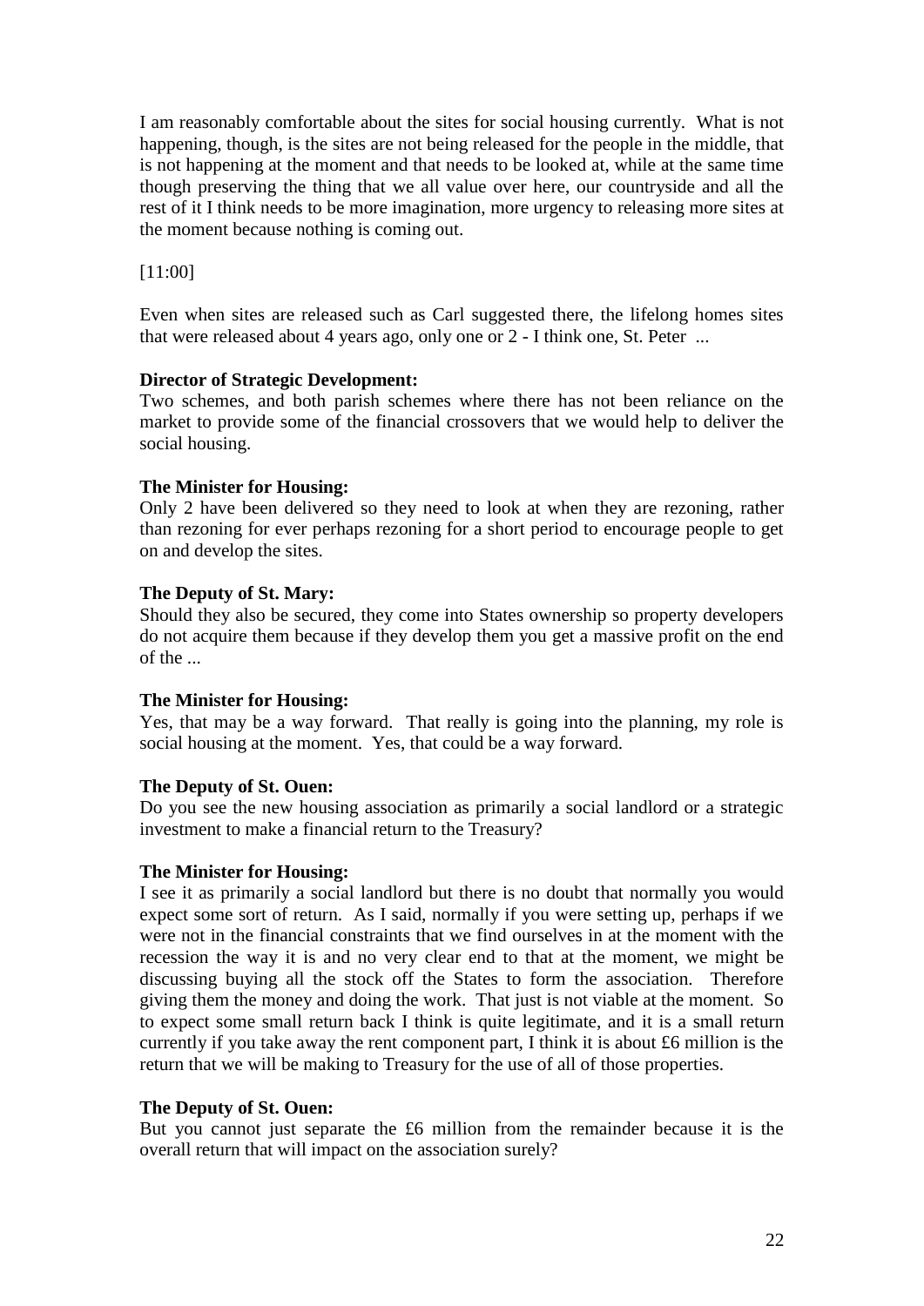I am reasonably comfortable about the sites for social housing currently. What is not happening, though, is the sites are not being released for the people in the middle, that is not happening at the moment and that needs to be looked at, while at the same time though preserving the thing that we all value over here, our countryside and all the rest of it I think needs to be more imagination, more urgency to releasing more sites at the moment because nothing is coming out.

[11:00]

Even when sites are released such as Carl suggested there, the lifelong homes sites that were released about 4 years ago, only one or 2 - I think one, St. Peter ...

**Director of Strategic Development:**
Two schemes, and both parish schemes where there has not been reliance on the market to provide some of the financial crossovers that we would help to deliver the social housing.

**The Minister for Housing:**
Only 2 have been delivered so they need to look at when they are rezoning, rather than rezoning for ever perhaps rezoning for a short period to encourage people to get on and develop the sites.

**The Deputy of St. Mary:**
Should they also be secured, they come into States ownership so property developers do not acquire them because if they develop them you get a massive profit on the end of the ...

**The Minister for Housing:**
Yes, that may be a way forward. That really is going into the planning, my role is social housing at the moment. Yes, that could be a way forward.

**The Deputy of St. Ouen:**
Do you see the new housing association as primarily a social landlord or a strategic investment to make a financial return to the Treasury?

**The Minister for Housing:**
I see it as primarily a social landlord but there is no doubt that normally you would expect some sort of return. As I said, normally if you were setting up, perhaps if we were not in the financial constraints that we find ourselves in at the moment with the recession the way it is and no very clear end to that at the moment, we might be discussing buying all the stock off the States to form the association. Therefore giving them the money and doing the work. That just is not viable at the moment. So to expect some small return back I think is quite legitimate, and it is a small return currently if you take away the rent component part, I think it is about £6 million is the return that we will be making to Treasury for the use of all of those properties.

**The Deputy of St. Ouen:**
But you cannot just separate the £6 million from the remainder because it is the overall return that will impact on the association surely?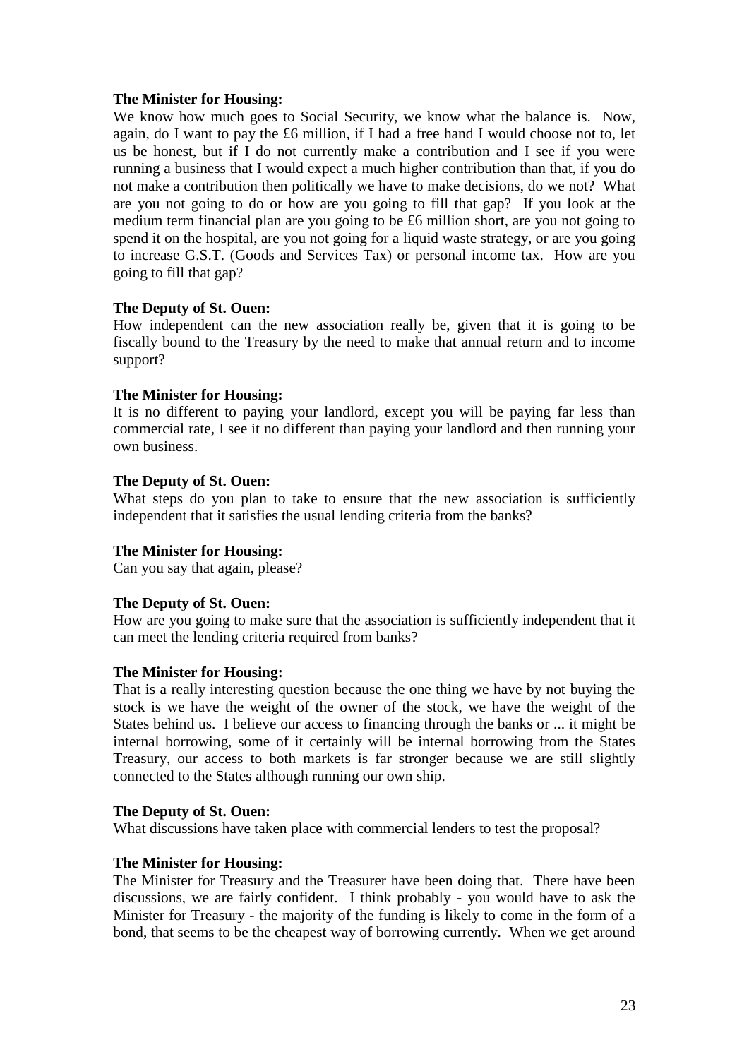**The Minister for Housing:**
We know how much goes to Social Security, we know what the balance is. Now, again, do I want to pay the £6 million, if I had a free hand I would choose not to, let us be honest, but if I do not currently make a contribution and I see if you were running a business that I would expect a much higher contribution than that, if you do not make a contribution then politically we have to make decisions, do we not? What are you not going to do or how are you going to fill that gap? If you look at the medium term financial plan are you going to be £6 million short, are you not going to spend it on the hospital, are you not going for a liquid waste strategy, or are you going to increase G.S.T. (Goods and Services Tax) or personal income tax. How are you going to fill that gap?

**The Deputy of St. Ouen:**
How independent can the new association really be, given that it is going to be fiscally bound to the Treasury by the need to make that annual return and to income support?

**The Minister for Housing:**
It is no different to paying your landlord, except you will be paying far less than commercial rate, I see it no different than paying your landlord and then running your own business.

**The Deputy of St. Ouen:**
What steps do you plan to take to ensure that the new association is sufficiently independent that it satisfies the usual lending criteria from the banks?

**The Minister for Housing:**
Can you say that again, please?

**The Deputy of St. Ouen:**
How are you going to make sure that the association is sufficiently independent that it can meet the lending criteria required from banks?

**The Minister for Housing:**
That is a really interesting question because the one thing we have by not buying the stock is we have the weight of the owner of the stock, we have the weight of the States behind us. I believe our access to financing through the banks or ... it might be internal borrowing, some of it certainly will be internal borrowing from the States Treasury, our access to both markets is far stronger because we are still slightly connected to the States although running our own ship.

**The Deputy of St. Ouen:**
What discussions have taken place with commercial lenders to test the proposal?

**The Minister for Housing:**
The Minister for Treasury and the Treasurer have been doing that. There have been discussions, we are fairly confident. I think probably - you would have to ask the Minister for Treasury - the majority of the funding is likely to come in the form of a bond, that seems to be the cheapest way of borrowing currently. When we get around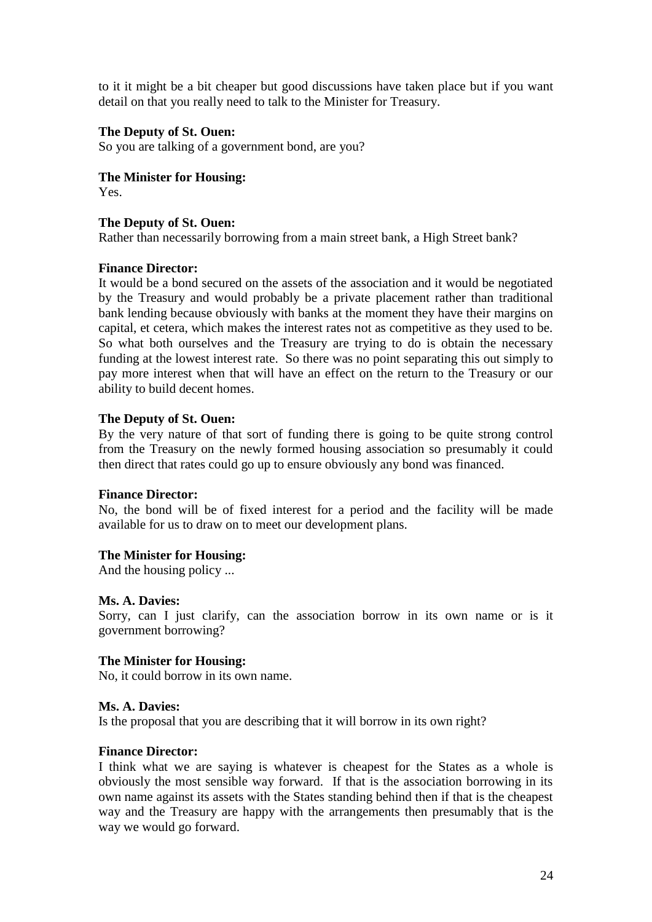to it it might be a bit cheaper but good discussions have taken place but if you want detail on that you really need to talk to the Minister for Treasury.

**The Deputy of St. Ouen:**
So you are talking of a government bond, are you?

**The Minister for Housing:**
Yes.

**The Deputy of St. Ouen:**
Rather than necessarily borrowing from a main street bank, a High Street bank?

**Finance Director:**
It would be a bond secured on the assets of the association and it would be negotiated by the Treasury and would probably be a private placement rather than traditional bank lending because obviously with banks at the moment they have their margins on capital, et cetera, which makes the interest rates not as competitive as they used to be. So what both ourselves and the Treasury are trying to do is obtain the necessary funding at the lowest interest rate. So there was no point separating this out simply to pay more interest when that will have an effect on the return to the Treasury or our ability to build decent homes.

**The Deputy of St. Ouen:**
By the very nature of that sort of funding there is going to be quite strong control from the Treasury on the newly formed housing association so presumably it could then direct that rates could go up to ensure obviously any bond was financed.

**Finance Director:**
No, the bond will be of fixed interest for a period and the facility will be made available for us to draw on to meet our development plans.

**The Minister for Housing:**
And the housing policy ...

**Ms. A. Davies:**
Sorry, can I just clarify, can the association borrow in its own name or is it government borrowing?

**The Minister for Housing:**
No, it could borrow in its own name.

**Ms. A. Davies:**
Is the proposal that you are describing that it will borrow in its own right?

**Finance Director:**
I think what we are saying is whatever is cheapest for the States as a whole is obviously the most sensible way forward. If that is the association borrowing in its own name against its assets with the States standing behind then if that is the cheapest way and the Treasury are happy with the arrangements then presumably that is the way we would go forward.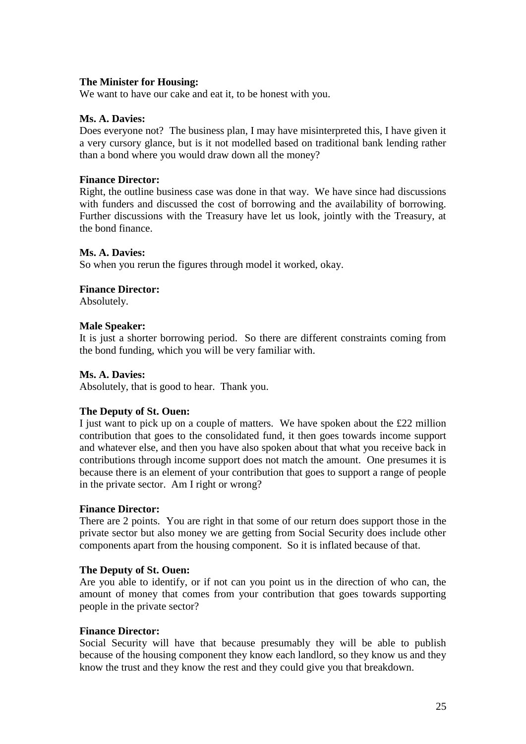**The Minister for Housing:**
We want to have our cake and eat it, to be honest with you.

**Ms. A. Davies:**
Does everyone not? The business plan, I may have misinterpreted this, I have given it a very cursory glance, but is it not modelled based on traditional bank lending rather than a bond where you would draw down all the money?

**Finance Director:**
Right, the outline business case was done in that way. We have since had discussions with funders and discussed the cost of borrowing and the availability of borrowing. Further discussions with the Treasury have let us look, jointly with the Treasury, at the bond finance.

**Ms. A. Davies:**
So when you rerun the figures through model it worked, okay.

**Finance Director:**
Absolutely.

**Male Speaker:**
It is just a shorter borrowing period. So there are different constraints coming from the bond funding, which you will be very familiar with.

**Ms. A. Davies:**
Absolutely, that is good to hear. Thank you.

**The Deputy of St. Ouen:**
I just want to pick up on a couple of matters. We have spoken about the £22 million contribution that goes to the consolidated fund, it then goes towards income support and whatever else, and then you have also spoken about that what you receive back in contributions through income support does not match the amount. One presumes it is because there is an element of your contribution that goes to support a range of people in the private sector. Am I right or wrong?

**Finance Director:**
There are 2 points. You are right in that some of our return does support those in the private sector but also money we are getting from Social Security does include other components apart from the housing component. So it is inflated because of that.

**The Deputy of St. Ouen:**
Are you able to identify, or if not can you point us in the direction of who can, the amount of money that comes from your contribution that goes towards supporting people in the private sector?

**Finance Director:**
Social Security will have that because presumably they will be able to publish because of the housing component they know each landlord, so they know us and they know the trust and they know the rest and they could give you that breakdown.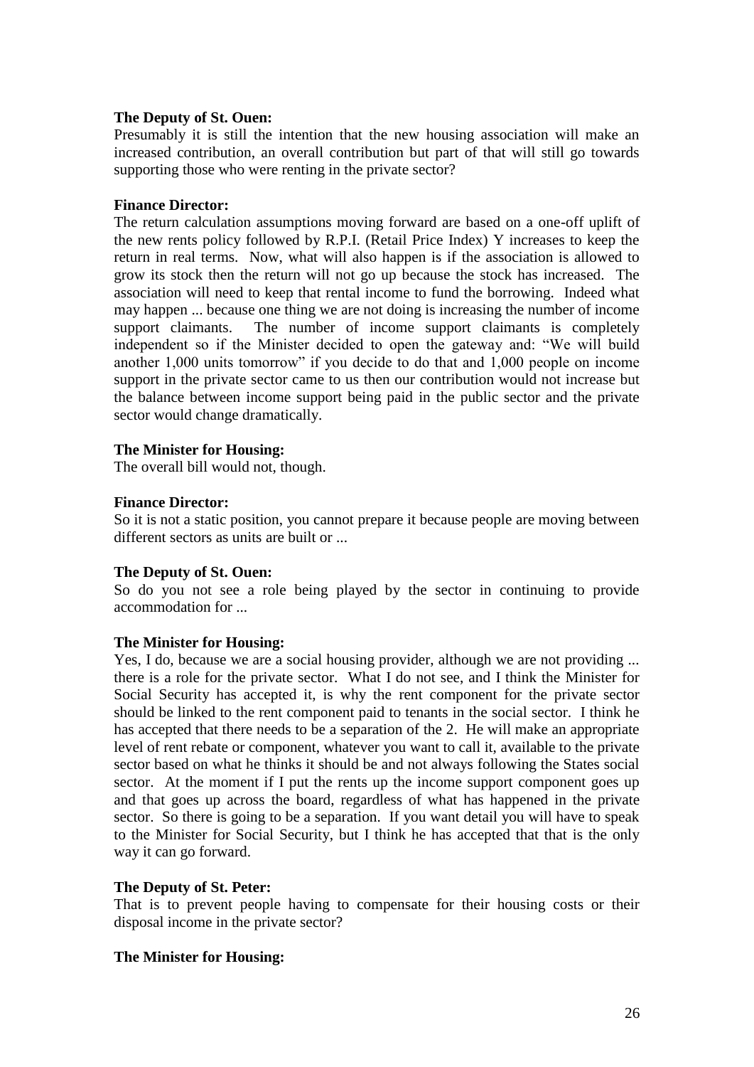**The Deputy of St. Ouen:**

Presumably it is still the intention that the new housing association will make an increased contribution, an overall contribution but part of that will still go towards supporting those who were renting in the private sector?

**Finance Director:**

The return calculation assumptions moving forward are based on a one-off uplift of the new rents policy followed by R.P.I. (Retail Price Index) Y increases to keep the return in real terms. Now, what will also happen is if the association is allowed to grow its stock then the return will not go up because the stock has increased. The association will need to keep that rental income to fund the borrowing. Indeed what may happen ... because one thing we are not doing is increasing the number of income support claimants. The number of income support claimants is completely independent so if the Minister decided to open the gateway and: "We will build another 1,000 units tomorrow" if you decide to do that and 1,000 people on income support in the private sector came to us then our contribution would not increase but the balance between income support being paid in the public sector and the private sector would change dramatically.

**The Minister for Housing:**

The overall bill would not, though.

**Finance Director:**

So it is not a static position, you cannot prepare it because people are moving between different sectors as units are built or ...

**The Deputy of St. Ouen:**

So do you not see a role being played by the sector in continuing to provide accommodation for ...

**The Minister for Housing:**

Yes, I do, because we are a social housing provider, although we are not providing ... there is a role for the private sector. What I do not see, and I think the Minister for Social Security has accepted it, is why the rent component for the private sector should be linked to the rent component paid to tenants in the social sector. I think he has accepted that there needs to be a separation of the 2. He will make an appropriate level of rent rebate or component, whatever you want to call it, available to the private sector based on what he thinks it should be and not always following the States social sector. At the moment if I put the rents up the income support component goes up and that goes up across the board, regardless of what has happened in the private sector. So there is going to be a separation. If you want detail you will have to speak to the Minister for Social Security, but I think he has accepted that that is the only way it can go forward.

**The Deputy of St. Peter:**

That is to prevent people having to compensate for their housing costs or their disposal income in the private sector?

**The Minister for Housing:**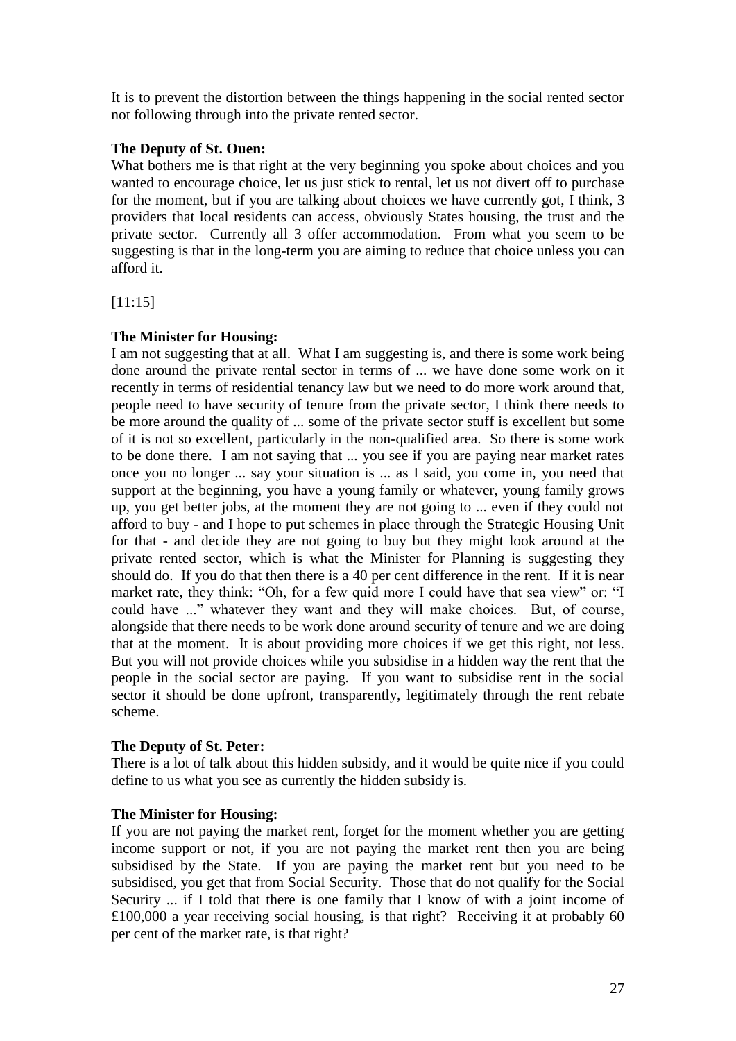It is to prevent the distortion between the things happening in the social rented sector not following through into the private rented sector.

**The Deputy of St. Ouen:**

What bothers me is that right at the very beginning you spoke about choices and you wanted to encourage choice, let us just stick to rental, let us not divert off to purchase for the moment, but if you are talking about choices we have currently got, I think, 3 providers that local residents can access, obviously States housing, the trust and the private sector. Currently all 3 offer accommodation. From what you seem to be suggesting is that in the long-term you are aiming to reduce that choice unless you can afford it.

[11:15]

**The Minister for Housing:**

I am not suggesting that at all. What I am suggesting is, and there is some work being done around the private rental sector in terms of ... we have done some work on it recently in terms of residential tenancy law but we need to do more work around that, people need to have security of tenure from the private sector, I think there needs to be more around the quality of ... some of the private sector stuff is excellent but some of it is not so excellent, particularly in the non-qualified area. So there is some work to be done there. I am not saying that ... you see if you are paying near market rates once you no longer ... say your situation is ... as I said, you come in, you need that support at the beginning, you have a young family or whatever, young family grows up, you get better jobs, at the moment they are not going to ... even if they could not afford to buy - and I hope to put schemes in place through the Strategic Housing Unit for that - and decide they are not going to buy but they might look around at the private rented sector, which is what the Minister for Planning is suggesting they should do. If you do that then there is a 40 per cent difference in the rent. If it is near market rate, they think: "Oh, for a few quid more I could have that sea view" or: "I could have ..." whatever they want and they will make choices. But, of course, alongside that there needs to be work done around security of tenure and we are doing that at the moment. It is about providing more choices if we get this right, not less. But you will not provide choices while you subsidise in a hidden way the rent that the people in the social sector are paying. If you want to subsidise rent in the social sector it should be done upfront, transparently, legitimately through the rent rebate scheme.

**The Deputy of St. Peter:**

There is a lot of talk about this hidden subsidy, and it would be quite nice if you could define to us what you see as currently the hidden subsidy is.

**The Minister for Housing:**

If you are not paying the market rent, forget for the moment whether you are getting income support or not, if you are not paying the market rent then you are being subsidised by the State. If you are paying the market rent but you need to be subsidised, you get that from Social Security. Those that do not qualify for the Social Security ... if I told that there is one family that I know of with a joint income of £100,000 a year receiving social housing, is that right? Receiving it at probably 60 per cent of the market rate, is that right?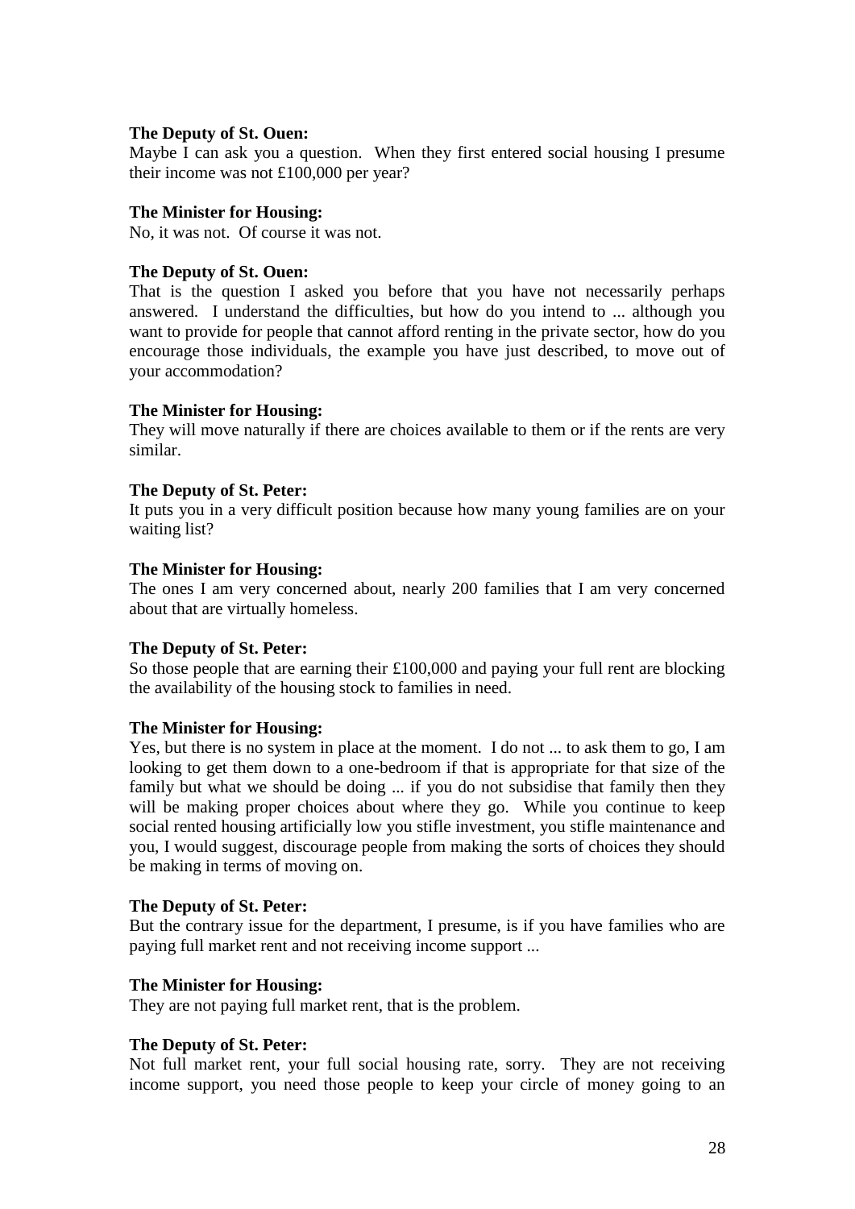**The Deputy of St. Ouen:**
Maybe I can ask you a question. When they first entered social housing I presume their income was not £100,000 per year?

**The Minister for Housing:**
No, it was not. Of course it was not.

**The Deputy of St. Ouen:**
That is the question I asked you before that you have not necessarily perhaps answered. I understand the difficulties, but how do you intend to ... although you want to provide for people that cannot afford renting in the private sector, how do you encourage those individuals, the example you have just described, to move out of your accommodation?

**The Minister for Housing:**
They will move naturally if there are choices available to them or if the rents are very similar.

**The Deputy of St. Peter:**
It puts you in a very difficult position because how many young families are on your waiting list?

**The Minister for Housing:**
The ones I am very concerned about, nearly 200 families that I am very concerned about that are virtually homeless.

**The Deputy of St. Peter:**
So those people that are earning their £100,000 and paying your full rent are blocking the availability of the housing stock to families in need.

**The Minister for Housing:**
Yes, but there is no system in place at the moment. I do not ... to ask them to go, I am looking to get them down to a one-bedroom if that is appropriate for that size of the family but what we should be doing ... if you do not subsidise that family then they will be making proper choices about where they go. While you continue to keep social rented housing artificially low you stifle investment, you stifle maintenance and you, I would suggest, discourage people from making the sorts of choices they should be making in terms of moving on.

**The Deputy of St. Peter:**
But the contrary issue for the department, I presume, is if you have families who are paying full market rent and not receiving income support ...

**The Minister for Housing:**
They are not paying full market rent, that is the problem.

**The Deputy of St. Peter:**
Not full market rent, your full social housing rate, sorry. They are not receiving income support, you need those people to keep your circle of money going to an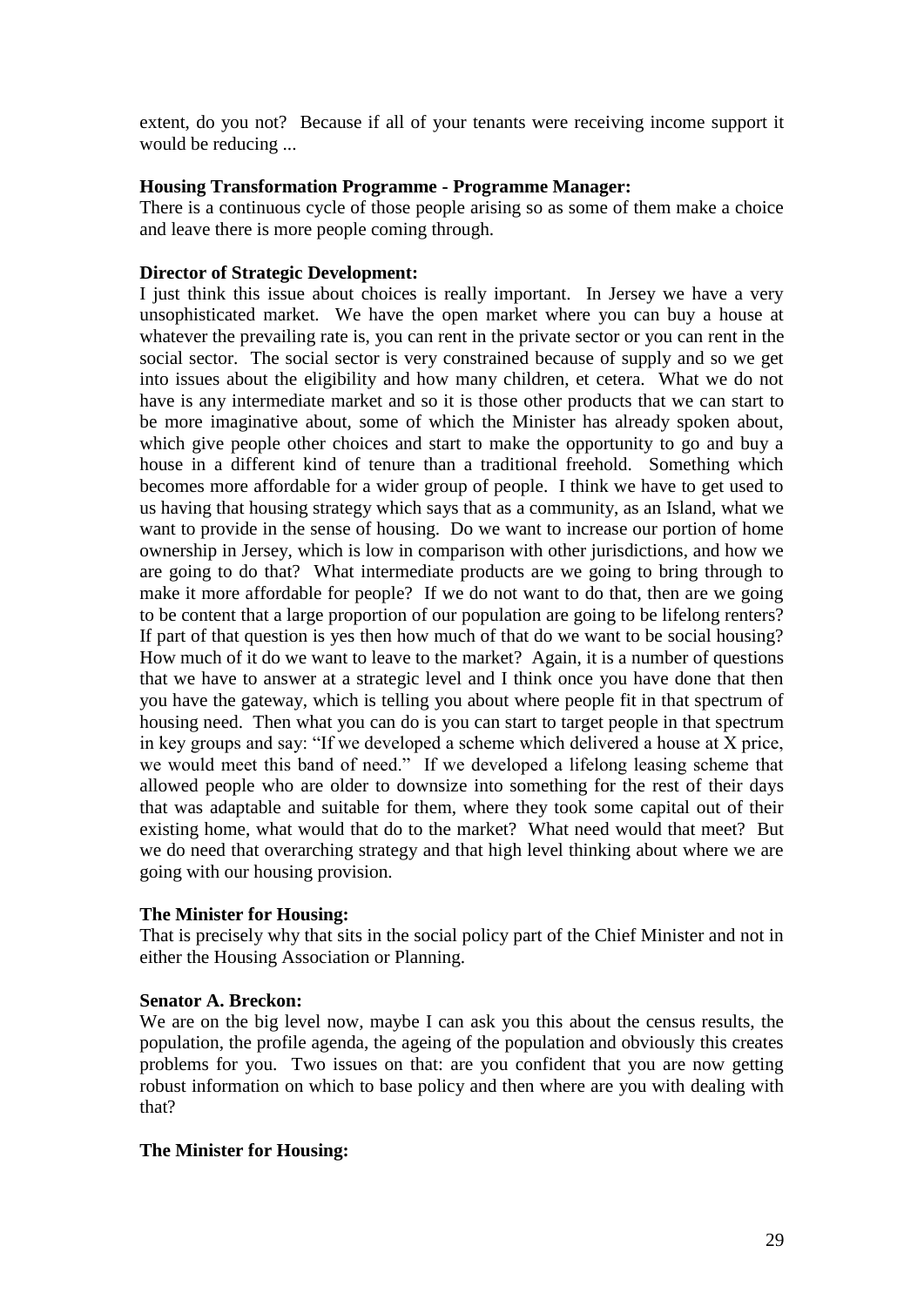extent, do you not? Because if all of your tenants were receiving income support it would be reducing ...

**Housing Transformation Programme - Programme Manager:**
There is a continuous cycle of those people arising so as some of them make a choice and leave there is more people coming through.

**Director of Strategic Development:**
I just think this issue about choices is really important. In Jersey we have a very unsophisticated market. We have the open market where you can buy a house at whatever the prevailing rate is, you can rent in the private sector or you can rent in the social sector. The social sector is very constrained because of supply and so we get into issues about the eligibility and how many children, et cetera. What we do not have is any intermediate market and so it is those other products that we can start to be more imaginative about, some of which the Minister has already spoken about, which give people other choices and start to make the opportunity to go and buy a house in a different kind of tenure than a traditional freehold. Something which becomes more affordable for a wider group of people. I think we have to get used to us having that housing strategy which says that as a community, as an Island, what we want to provide in the sense of housing. Do we want to increase our portion of home ownership in Jersey, which is low in comparison with other jurisdictions, and how we are going to do that? What intermediate products are we going to bring through to make it more affordable for people? If we do not want to do that, then are we going to be content that a large proportion of our population are going to be lifelong renters? If part of that question is yes then how much of that do we want to be social housing? How much of it do we want to leave to the market? Again, it is a number of questions that we have to answer at a strategic level and I think once you have done that then you have the gateway, which is telling you about where people fit in that spectrum of housing need. Then what you can do is you can start to target people in that spectrum in key groups and say: "If we developed a scheme which delivered a house at X price, we would meet this band of need." If we developed a lifelong leasing scheme that allowed people who are older to downsize into something for the rest of their days that was adaptable and suitable for them, where they took some capital out of their existing home, what would that do to the market? What need would that meet? But we do need that overarching strategy and that high level thinking about where we are going with our housing provision.

**The Minister for Housing:**
That is precisely why that sits in the social policy part of the Chief Minister and not in either the Housing Association or Planning.

**Senator A. Breckon:**
We are on the big level now, maybe I can ask you this about the census results, the population, the profile agenda, the ageing of the population and obviously this creates problems for you. Two issues on that: are you confident that you are now getting robust information on which to base policy and then where are you with dealing with that?

**The Minister for Housing:**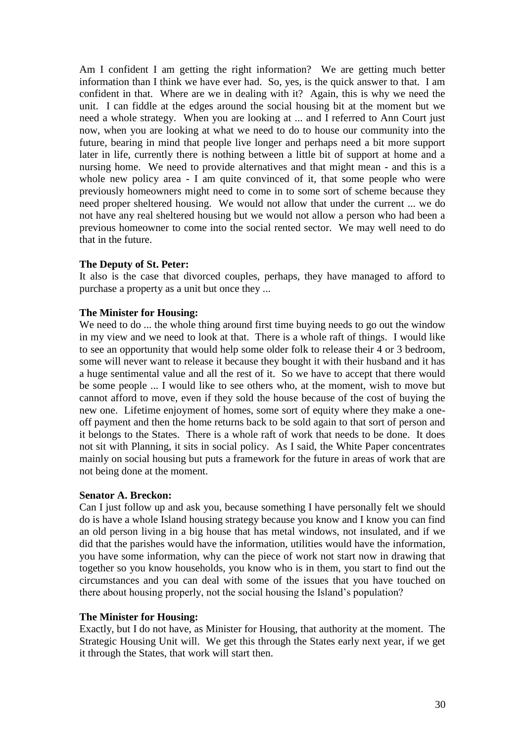Am I confident I am getting the right information? We are getting much better information than I think we have ever had. So, yes, is the quick answer to that. I am confident in that. Where are we in dealing with it? Again, this is why we need the unit. I can fiddle at the edges around the social housing bit at the moment but we need a whole strategy. When you are looking at ... and I referred to Ann Court just now, when you are looking at what we need to do to house our community into the future, bearing in mind that people live longer and perhaps need a bit more support later in life, currently there is nothing between a little bit of support at home and a nursing home. We need to provide alternatives and that might mean - and this is a whole new policy area - I am quite convinced of it, that some people who were previously homeowners might need to come in to some sort of scheme because they need proper sheltered housing. We would not allow that under the current ... we do not have any real sheltered housing but we would not allow a person who had been a previous homeowner to come into the social rented sector. We may well need to do that in the future.

**The Deputy of St. Peter:**
It also is the case that divorced couples, perhaps, they have managed to afford to purchase a property as a unit but once they ...

**The Minister for Housing:**
We need to do ... the whole thing around first time buying needs to go out the window in my view and we need to look at that. There is a whole raft of things. I would like to see an opportunity that would help some older folk to release their 4 or 3 bedroom, some will never want to release it because they bought it with their husband and it has a huge sentimental value and all the rest of it. So we have to accept that there would be some people ... I would like to see others who, at the moment, wish to move but cannot afford to move, even if they sold the house because of the cost of buying the new one. Lifetime enjoyment of homes, some sort of equity where they make a one-off payment and then the home returns back to be sold again to that sort of person and it belongs to the States. There is a whole raft of work that needs to be done. It does not sit with Planning, it sits in social policy. As I said, the White Paper concentrates mainly on social housing but puts a framework for the future in areas of work that are not being done at the moment.

**Senator A. Breckon:**
Can I just follow up and ask you, because something I have personally felt we should do is have a whole Island housing strategy because you know and I know you can find an old person living in a big house that has metal windows, not insulated, and if we did that the parishes would have the information, utilities would have the information, you have some information, why can the piece of work not start now in drawing that together so you know households, you know who is in them, you start to find out the circumstances and you can deal with some of the issues that you have touched on there about housing properly, not the social housing the Island's population?

**The Minister for Housing:**
Exactly, but I do not have, as Minister for Housing, that authority at the moment. The Strategic Housing Unit will. We get this through the States early next year, if we get it through the States, that work will start then.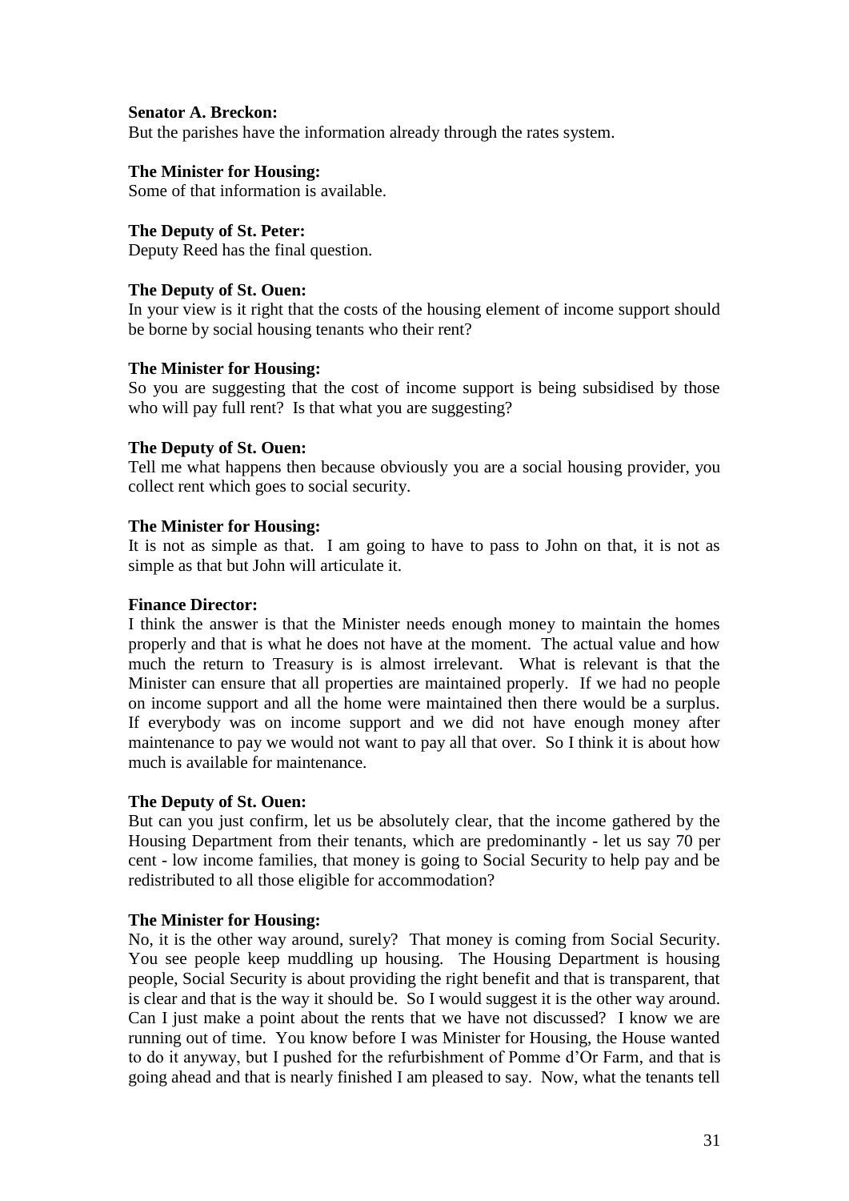**Senator A. Breckon:**
But the parishes have the information already through the rates system.

**The Minister for Housing:**
Some of that information is available.

**The Deputy of St. Peter:**
Deputy Reed has the final question.

**The Deputy of St. Ouen:**
In your view is it right that the costs of the housing element of income support should be borne by social housing tenants who their rent?

**The Minister for Housing:**
So you are suggesting that the cost of income support is being subsidised by those who will pay full rent? Is that what you are suggesting?

**The Deputy of St. Ouen:**
Tell me what happens then because obviously you are a social housing provider, you collect rent which goes to social security.

**The Minister for Housing:**
It is not as simple as that. I am going to have to pass to John on that, it is not as simple as that but John will articulate it.

**Finance Director:**
I think the answer is that the Minister needs enough money to maintain the homes properly and that is what he does not have at the moment. The actual value and how much the return to Treasury is is almost irrelevant. What is relevant is that the Minister can ensure that all properties are maintained properly. If we had no people on income support and all the home were maintained then there would be a surplus. If everybody was on income support and we did not have enough money after maintenance to pay we would not want to pay all that over. So I think it is about how much is available for maintenance.

**The Deputy of St. Ouen:**
But can you just confirm, let us be absolutely clear, that the income gathered by the Housing Department from their tenants, which are predominantly - let us say 70 per cent - low income families, that money is going to Social Security to help pay and be redistributed to all those eligible for accommodation?

**The Minister for Housing:**
No, it is the other way around, surely? That money is coming from Social Security. You see people keep muddling up housing. The Housing Department is housing people, Social Security is about providing the right benefit and that is transparent, that is clear and that is the way it should be. So I would suggest it is the other way around. Can I just make a point about the rents that we have not discussed? I know we are running out of time. You know before I was Minister for Housing, the House wanted to do it anyway, but I pushed for the refurbishment of Pomme d'Or Farm, and that is going ahead and that is nearly finished I am pleased to say. Now, what the tenants tell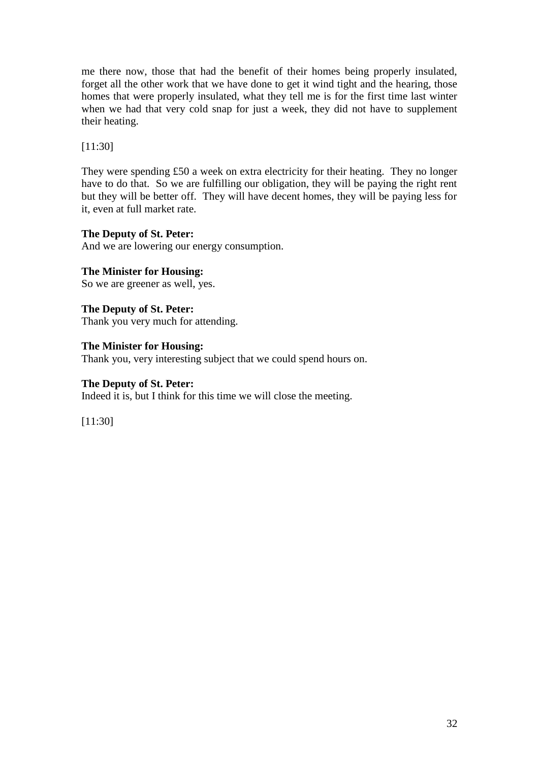me there now, those that had the benefit of their homes being properly insulated, forget all the other work that we have done to get it wind tight and the hearing, those homes that were properly insulated, what they tell me is for the first time last winter when we had that very cold snap for just a week, they did not have to supplement their heating.

[11:30]

They were spending £50 a week on extra electricity for their heating. They no longer have to do that. So we are fulfilling our obligation, they will be paying the right rent but they will be better off. They will have decent homes, they will be paying less for it, even at full market rate.

**The Deputy of St. Peter:**
And we are lowering our energy consumption.

**The Minister for Housing:**
So we are greener as well, yes.

**The Deputy of St. Peter:**
Thank you very much for attending.

**The Minister for Housing:**
Thank you, very interesting subject that we could spend hours on.

**The Deputy of St. Peter:**
Indeed it is, but I think for this time we will close the meeting.

[11:30]